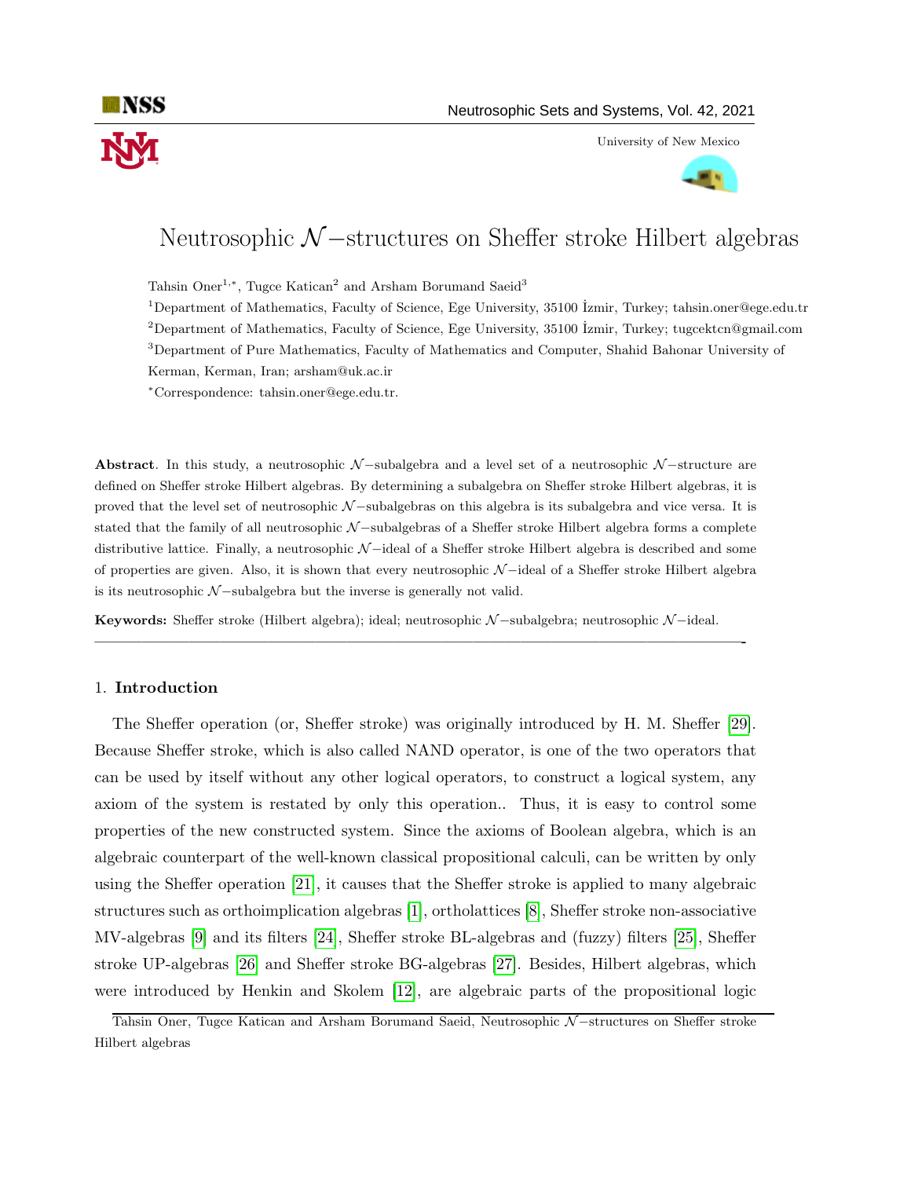# Neutrosophic $\mathcal{N}-$structures on Sheffer stroke Hilbert algebras

Tahsin Oner[1,*], Tugce Katican[2] and Arsham Borumand Saeid[3]

[1]Department of Mathematics, Faculty of Science, Ege University, 35100 İzmir, Turkey; tahsin.oner@ege.edu.tr

[2]Department of Mathematics, Faculty of Science, Ege University, 35100 İzmir, Turkey; tugcektcn@gmail.com

[3]Department of Pure Mathematics, Faculty of Mathematics and Computer, Shahid Bahonar University of Kerman, Kerman, Iran; arsham@uk.ac.ir

[*]Correspondence: tahsin.oner@ege.edu.tr.

**Abstract**. In this study, a neutrosophic $\mathcal{N}-$subalgebra and a level set of a neutrosophic $\mathcal{N}-$structure are defined on Sheffer stroke Hilbert algebras. By determining a subalgebra on Sheffer stroke Hilbert algebras, it is proved that the level set of neutrosophic $\mathcal{N}-$subalgebras on this algebra is its subalgebra and vice versa. It is stated that the family of all neutrosophic $\mathcal{N}-$subalgebras of a Sheffer stroke Hilbert algebra forms a complete distributive lattice. Finally, a neutrosophic $\mathcal{N}-$ideal of a Sheffer stroke Hilbert algebra is described and some of properties are given. Also, it is shown that every neutrosophic $\mathcal{N}-$ideal of a Sheffer stroke Hilbert algebra is its neutrosophic $\mathcal{N}-$subalgebra but the inverse is generally not valid.

**Keywords:** Sheffer stroke (Hilbert algebra); ideal; neutrosophic $\mathcal{N}-$subalgebra; neutrosophic $\mathcal{N}-$ideal.

## 1. Introduction

The Sheffer operation (or, Sheffer stroke) was originally introduced by H. M. Sheffer [29]. Because Sheffer stroke, which is also called NAND operator, is one of the two operators that can be used by itself without any other logical operators, to construct a logical system, any axiom of the system is restated by only this operation.. Thus, it is easy to control some properties of the new constructed system. Since the axioms of Boolean algebra, which is an algebraic counterpart of the well-known classical propositional calculi, can be written by only using the Sheffer operation [21], it causes that the Sheffer stroke is applied to many algebraic structures such as orthoimplication algebras [1], ortholattices [8], Sheffer stroke non-associative MV-algebras [9] and its filters [24], Sheffer stroke BL-algebras and (fuzzy) filters [25], Sheffer stroke UP-algebras [26] and Sheffer stroke BG-algebras [27]. Besides, Hilbert algebras, which were introduced by Henkin and Skolem [12], are algebraic parts of the propositional logic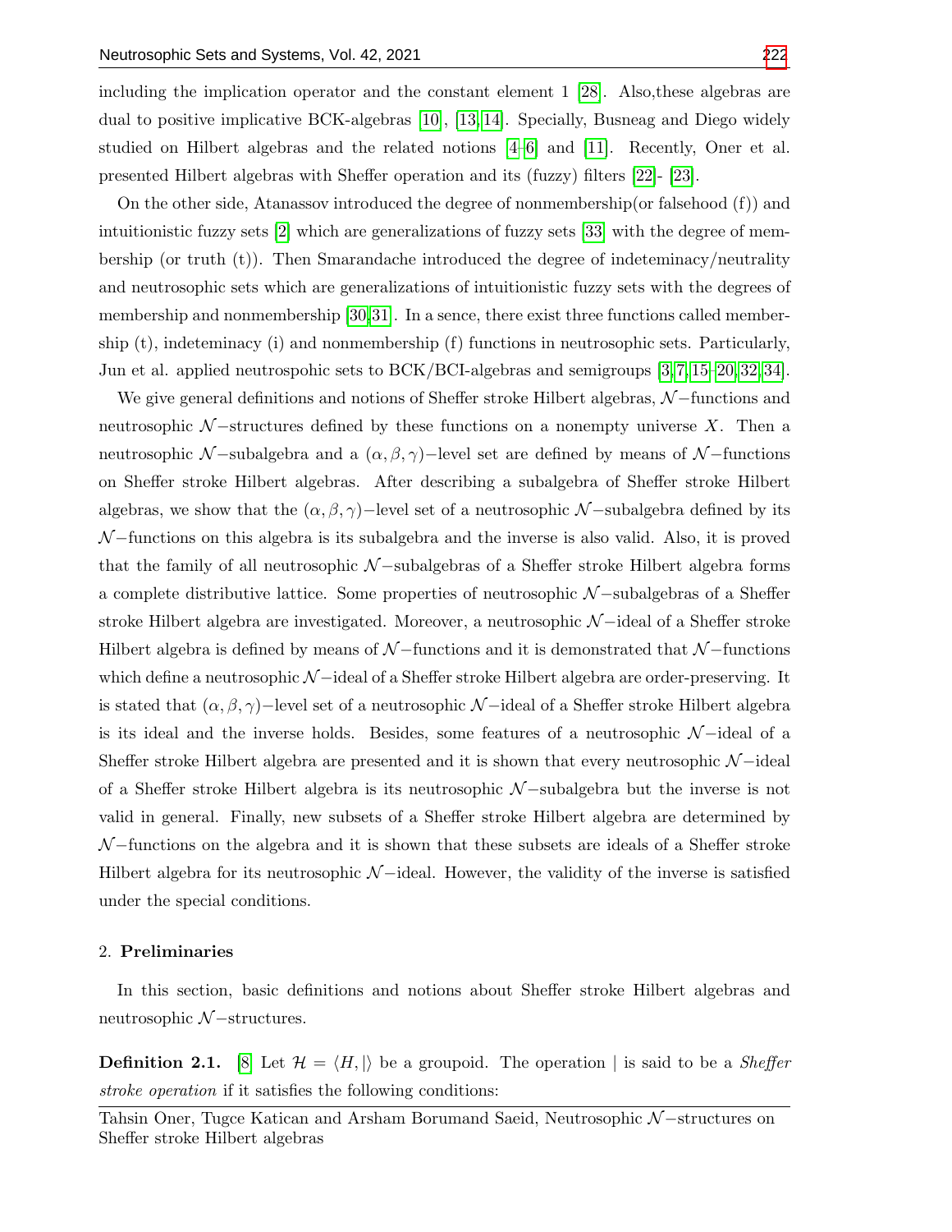including the implication operator and the constant element 1 [28]. Also,these algebras are dual to positive implicative BCK-algebras [10], [13,14]. Specially, Busneag and Diego widely studied on Hilbert algebras and the related notions [4–6] and [11]. Recently, Oner et al. presented Hilbert algebras with Sheffer operation and its (fuzzy) filters [22]- [23].

On the other side, Atanassov introduced the degree of nonmembership(or falsehood (f)) and intuitionistic fuzzy sets [2] which are generalizations of fuzzy sets [33] with the degree of membership (or truth (t)). Then Smarandache introduced the degree of indeteminacy/neutrality and neutrosophic sets which are generalizations of intuitionistic fuzzy sets with the degrees of membership and nonmembership [30,31]. In a sence, there exist three functions called membership (t), indeteminacy (i) and nonmembership (f) functions in neutrosophic sets. Particularly, Jun et al. applied neutrospohic sets to BCK/BCI-algebras and semigroups [3,7,15–20,32,34].

We give general definitions and notions of Sheffer stroke Hilbert algebras, $\mathcal{N}-$functions and neutrosophic $\mathcal{N}-$structures defined by these functions on a nonempty universe $X$. Then a neutrosophic $\mathcal{N}-$subalgebra and a $(\alpha, \beta, \gamma)-$level set are defined by means of $\mathcal{N}-$functions on Sheffer stroke Hilbert algebras. After describing a subalgebra of Sheffer stroke Hilbert algebras, we show that the $(\alpha, \beta, \gamma)-$level set of a neutrosophic $\mathcal{N}-$subalgebra defined by its $\mathcal{N}-$functions on this algebra is its subalgebra and the inverse is also valid. Also, it is proved that the family of all neutrosophic $\mathcal{N}-$subalgebras of a Sheffer stroke Hilbert algebra forms a complete distributive lattice. Some properties of neutrosophic $\mathcal{N}-$subalgebras of a Sheffer stroke Hilbert algebra are investigated. Moreover, a neutrosophic $\mathcal{N}-$ideal of a Sheffer stroke Hilbert algebra is defined by means of $\mathcal{N}-$functions and it is demonstrated that $\mathcal{N}-$functions which define a neutrosophic $\mathcal{N}-$ideal of a Sheffer stroke Hilbert algebra are order-preserving. It is stated that $(\alpha, \beta, \gamma)-$level set of a neutrosophic $\mathcal{N}-$ideal of a Sheffer stroke Hilbert algebra is its ideal and the inverse holds. Besides, some features of a neutrosophic $\mathcal{N}-$ideal of a Sheffer stroke Hilbert algebra are presented and it is shown that every neutrosophic $\mathcal{N}-$ideal of a Sheffer stroke Hilbert algebra is its neutrosophic $\mathcal{N}-$subalgebra but the inverse is not valid in general. Finally, new subsets of a Sheffer stroke Hilbert algebra are determined by $\mathcal{N}-$functions on the algebra and it is shown that these subsets are ideals of a Sheffer stroke Hilbert algebra for its neutrosophic $\mathcal{N}-$ideal. However, the validity of the inverse is satisfied under the special conditions.

## 2. Preliminaries

In this section, basic definitions and notions about Sheffer stroke Hilbert algebras and neutrosophic $\mathcal{N}-$structures.

**Definition 2.1.** [8] Let $\mathcal{H} = \langle H, | \rangle$ be a groupoid. The operation $|$ is said to be a *Sheffer stroke operation* if it satisfies the following conditions: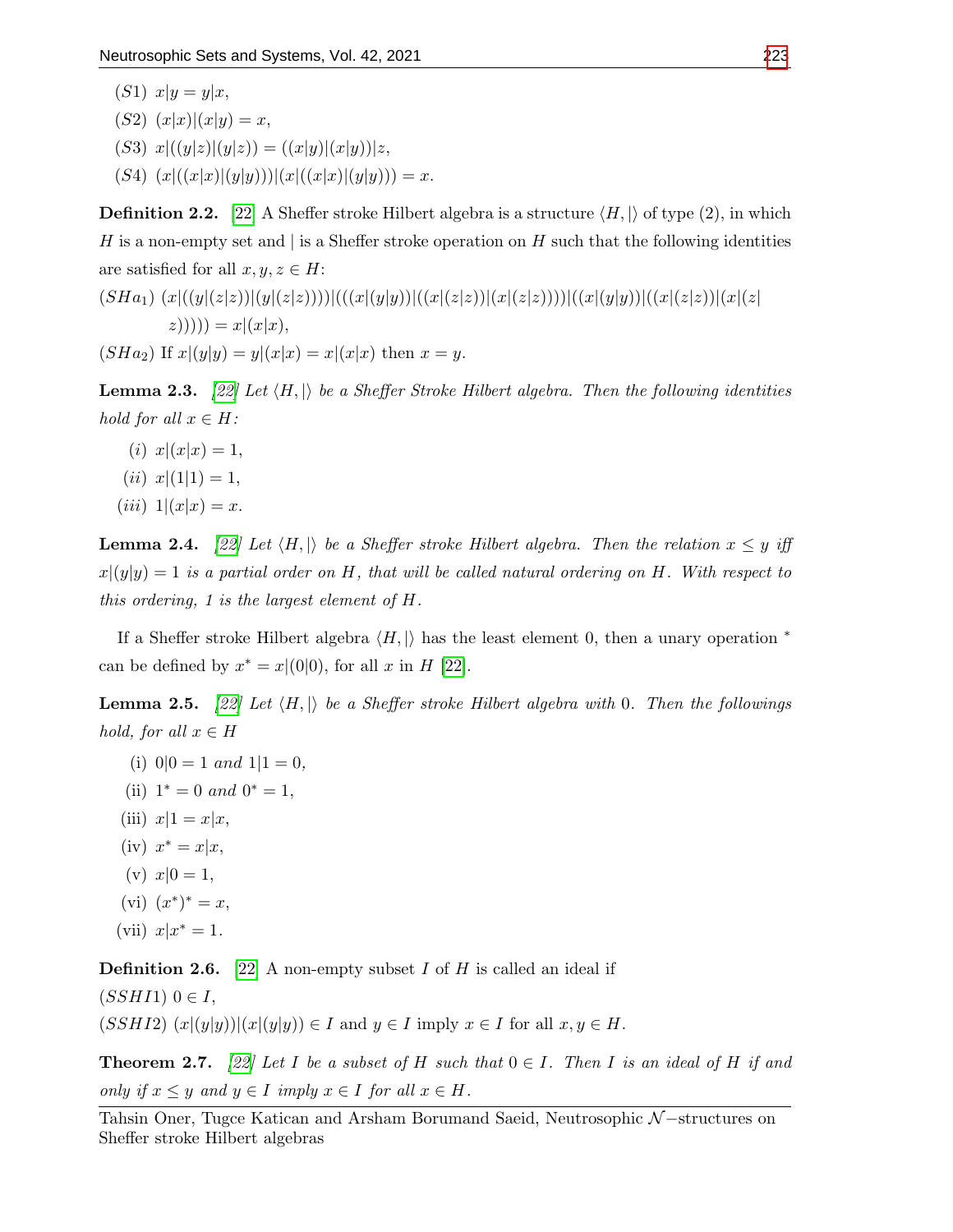(S1) $x|y = y|x$,

(S2) $(x|x)|(x|y) = x$,

(S3) $x|((y|z)|(y|z)) = ((x|y)|(x|y))|z$,

(S4) $(x|((x|x)|(y|y)))|(x|((x|x)|(y|y))) = x$.

**Definition 2.2.** [22] A Sheffer stroke Hilbert algebra is a structure $\langle H, |\rangle$ of type (2), in which $H$ is a non-empty set and $|$ is a Sheffer stroke operation on $H$ such that the following identities are satisfied for all $x, y, z \in H$:

$(SHa_1)$ $(x|((y|(z|z))|(y|(z|z))))|(((x|(y|y))|((x|(z|z))|(x|(z|z))))|((x|(y|y))|((x|(z|z))|(x|(z|z))))) = x|(x|x)$,

$(SHa_2)$ If $x|(y|y) = y|(x|x) = x|(x|x)$ then $x = y$.

**Lemma 2.3.** *[22] Let $\langle H, |\rangle$ be a Sheffer Stroke Hilbert algebra. Then the following identities hold for all $x \in H$:*

(i) $x|(x|x) = 1$,

(ii) $x|(1|1) = 1$,

(iii) $1|(x|x) = x$.

**Lemma 2.4.** *[22] Let $\langle H, |\rangle$ be a Sheffer stroke Hilbert algebra. Then the relation $x \leq y$ iff $x|(y|y) = 1$ is a partial order on $H$, that will be called natural ordering on $H$. With respect to this ordering, 1 is the largest element of $H$.*

If a Sheffer stroke Hilbert algebra $\langle H, |\rangle$ has the least element 0, then a unary operation $^*$ can be defined by $x^* = x|(0|0)$, for all $x$ in $H$ [22].

**Lemma 2.5.** *[22] Let $\langle H, |\rangle$ be a Sheffer stroke Hilbert algebra with 0. Then the followings hold, for all $x \in H$*

(i) $0|0 = 1$ and $1|1 = 0$,

(ii) $1^* = 0$ and $0^* = 1$,

(iii) $x|1 = x|x$,

(iv) $x^* = x|x$,

(v) $x|0 = 1$,

(vi) $(x^*)^* = x$,

(vii) $x|x^* = 1$.

**Definition 2.6.** [22] A non-empty subset $I$ of $H$ is called an ideal if

$(SSHI1)$ $0 \in I$,

$(SSHI2)$ $(x|(y|y))|(x|(y|y)) \in I$ and $y \in I$ imply $x \in I$ for all $x, y \in H$.

**Theorem 2.7.** *[22] Let $I$ be a subset of $H$ such that $0 \in I$. Then $I$ is an ideal of $H$ if and only if $x \leq y$ and $y \in I$ imply $x \in I$ for all $x \in H$.*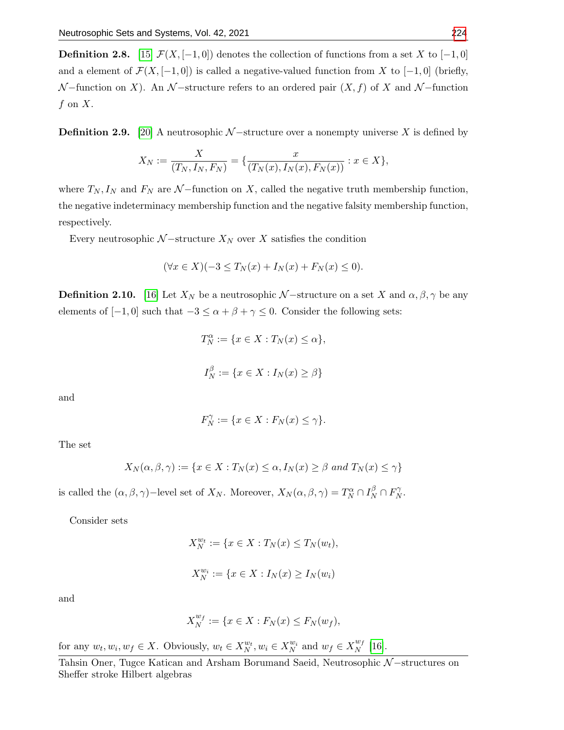**Definition 2.8.** [15] $\mathcal{F}(X, [-1,0])$ denotes the collection of functions from a set $X$ to $[-1,0]$ and a element of $\mathcal{F}(X, [-1,0])$ is called a negative-valued function from $X$ to $[-1,0]$ (briefly, $\mathcal{N}-$function on $X$). An $\mathcal{N}-$structure refers to an ordered pair $(X, f)$ of $X$ and $\mathcal{N}-$function $f$ on $X$.

**Definition 2.9.** [20] A neutrosophic $\mathcal{N}-$structure over a nonempty universe $X$ is defined by

$$X_N := \frac{X}{(T_N, I_N, F_N)} = \{\frac{x}{(T_N(x), I_N(x), F_N(x))} : x \in X\},$$

where $T_N, I_N$ and $F_N$ are $\mathcal{N}-$function on $X$, called the negative truth membership function, the negative indeterminacy membership function and the negative falsity membership function, respectively.

Every neutrosophic $\mathcal{N}-$structure $X_N$ over $X$ satisfies the condition

$$(\forall x \in X)(-3 \leq T_N(x) + I_N(x) + F_N(x) \leq 0).$$

**Definition 2.10.** [16] Let $X_N$ be a neutrosophic $\mathcal{N}-$structure on a set $X$ and $\alpha, \beta, \gamma$ be any elements of $[-1,0]$ such that $-3 \leq \alpha + \beta + \gamma \leq 0$. Consider the following sets:

$$T_N^{\alpha} := \{x \in X : T_N(x) \leq \alpha\},$$

$$I_N^{\beta} := \{x \in X : I_N(x) \geq \beta\}$$

and

$$F_N^{\gamma} := \{x \in X : F_N(x) \leq \gamma\}.$$

The set

$$X_N(\alpha, \beta, \gamma) := \{x \in X : T_N(x) \leq \alpha, I_N(x) \geq \beta \text{ and } T_N(x) \leq \gamma\}$$

is called the $(\alpha, \beta, \gamma)-$level set of $X_N$. Moreover, $X_N(\alpha, \beta, \gamma) = T_N^{\alpha} \cap I_N^{\beta} \cap F_N^{\gamma}$.

Consider sets

$$X_N^{w_t} := \{x \in X : T_N(x) \leq T_N(w_t),$$

$$X_N^{w_i} := \{x \in X : I_N(x) \geq I_N(w_i)$$

and

$$X_N^{w_f} := \{x \in X : F_N(x) \leq F_N(w_f),$$

for any $w_t, w_i, w_f \in X$. Obviously, $w_t \in X_N^{w_t}, w_i \in X_N^{w_i}$ and $w_f \in X_N^{w_f}$ [16].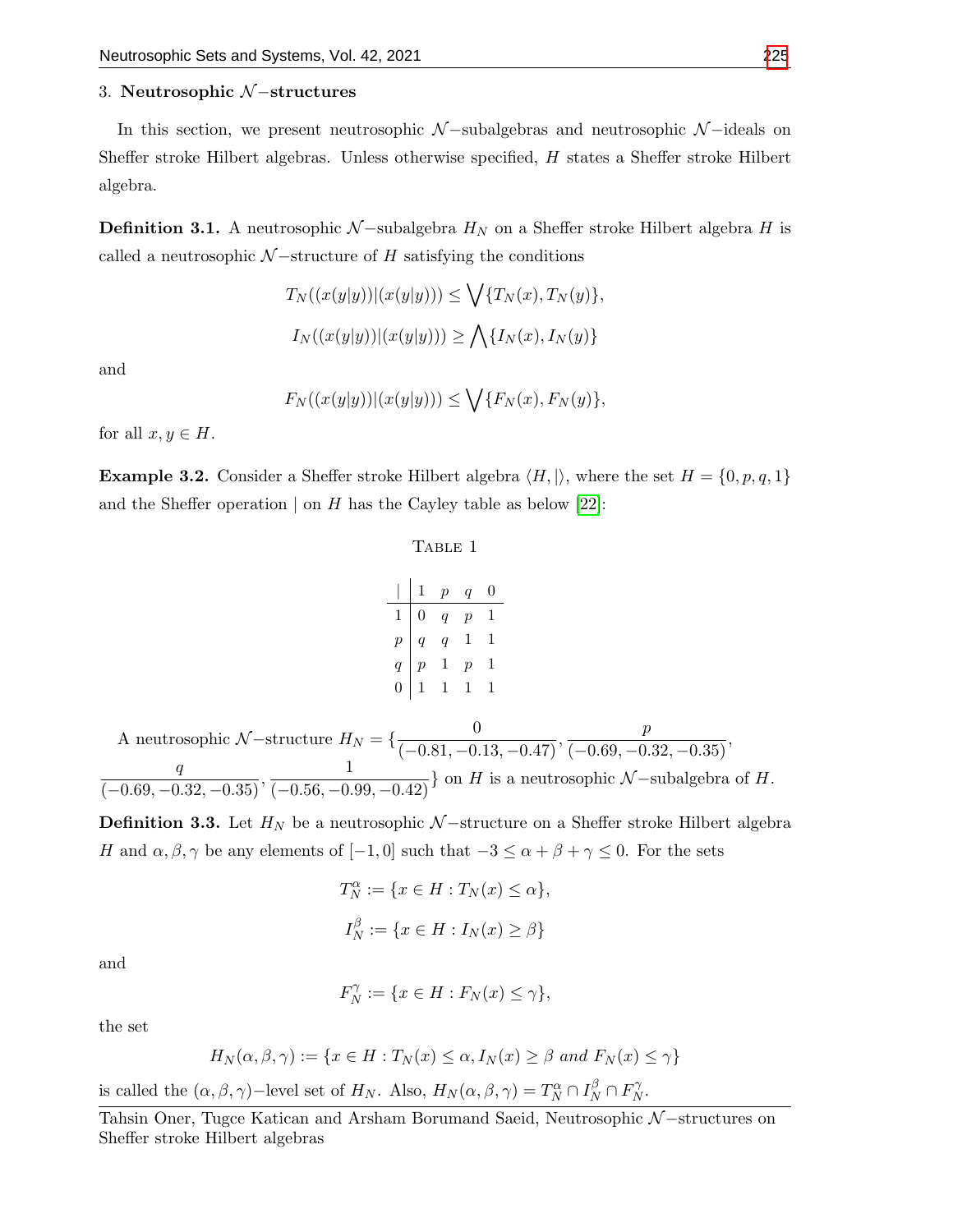## 3. Neutrosophic $\mathcal{N}-$structures

In this section, we present neutrosophic $\mathcal{N}-$subalgebras and neutrosophic $\mathcal{N}-$ideals on Sheffer stroke Hilbert algebras. Unless otherwise specified, $H$ states a Sheffer stroke Hilbert algebra.

**Definition 3.1.** A neutrosophic $\mathcal{N}-$subalgebra $H_N$ on a Sheffer stroke Hilbert algebra $H$ is called a neutrosophic $\mathcal{N}-$structure of $H$ satisfying the conditions

$$T_N((x(y|y))|(x(y|y))) \leq \bigvee\{T_N(x), T_N(y)\},$$

$$I_N((x(y|y))|(x(y|y))) \geq \bigwedge\{I_N(x), I_N(y)\}$$

and

$$F_N((x(y|y))|(x(y|y))) \leq \bigvee\{F_N(x), F_N(y)\},$$

for all $x, y \in H$.

**Example 3.2.** Consider a Sheffer stroke Hilbert algebra $\langle H, |\rangle$, where the set $H = \{0, p, q, 1\}$ and the Sheffer operation $|$ on $H$ has the Cayley table as below [22]:

Table 1

| $\mid$ | $1$ | $p$ | $q$ | $0$ |
|---|---|---|---|---|
| $1$ | $0$ | $q$ | $p$ | $1$ |
| $p$ | $q$ | $q$ | $1$ | $1$ |
| $q$ | $p$ | $1$ | $p$ | $1$ |
| $0$ | $1$ | $1$ | $1$ | $1$ |

A neutrosophic $\mathcal{N}-$structure $H_N = \{\frac{0}{(-0.81, -0.13, -0.47)}, \frac{p}{(-0.69, -0.32, -0.35)}, \frac{q}{(-0.69, -0.32, -0.35)}, \frac{1}{(-0.56, -0.99, -0.42)}\}$ on $H$ is a neutrosophic $\mathcal{N}-$subalgebra of $H$.

**Definition 3.3.** Let $H_N$ be a neutrosophic $\mathcal{N}-$structure on a Sheffer stroke Hilbert algebra $H$ and $\alpha, \beta, \gamma$ be any elements of $[-1, 0]$ such that $-3 \leq \alpha + \beta + \gamma \leq 0$. For the sets

$$T_N^{\alpha} := \{x \in H : T_N(x) \leq \alpha\},$$

$$I_N^{\beta} := \{x \in H : I_N(x) \geq \beta\}$$

and

$$F_N^{\gamma} := \{x \in H : F_N(x) \leq \gamma\},$$

the set

$$H_N(\alpha, \beta, \gamma) := \{x \in H : T_N(x) \leq \alpha, I_N(x) \geq \beta \text{ and } F_N(x) \leq \gamma\}$$

is called the $(\alpha, \beta, \gamma)-$level set of $H_N$. Also, $H_N(\alpha, \beta, \gamma) = T_N^{\alpha} \cap I_N^{\beta} \cap F_N^{\gamma}$.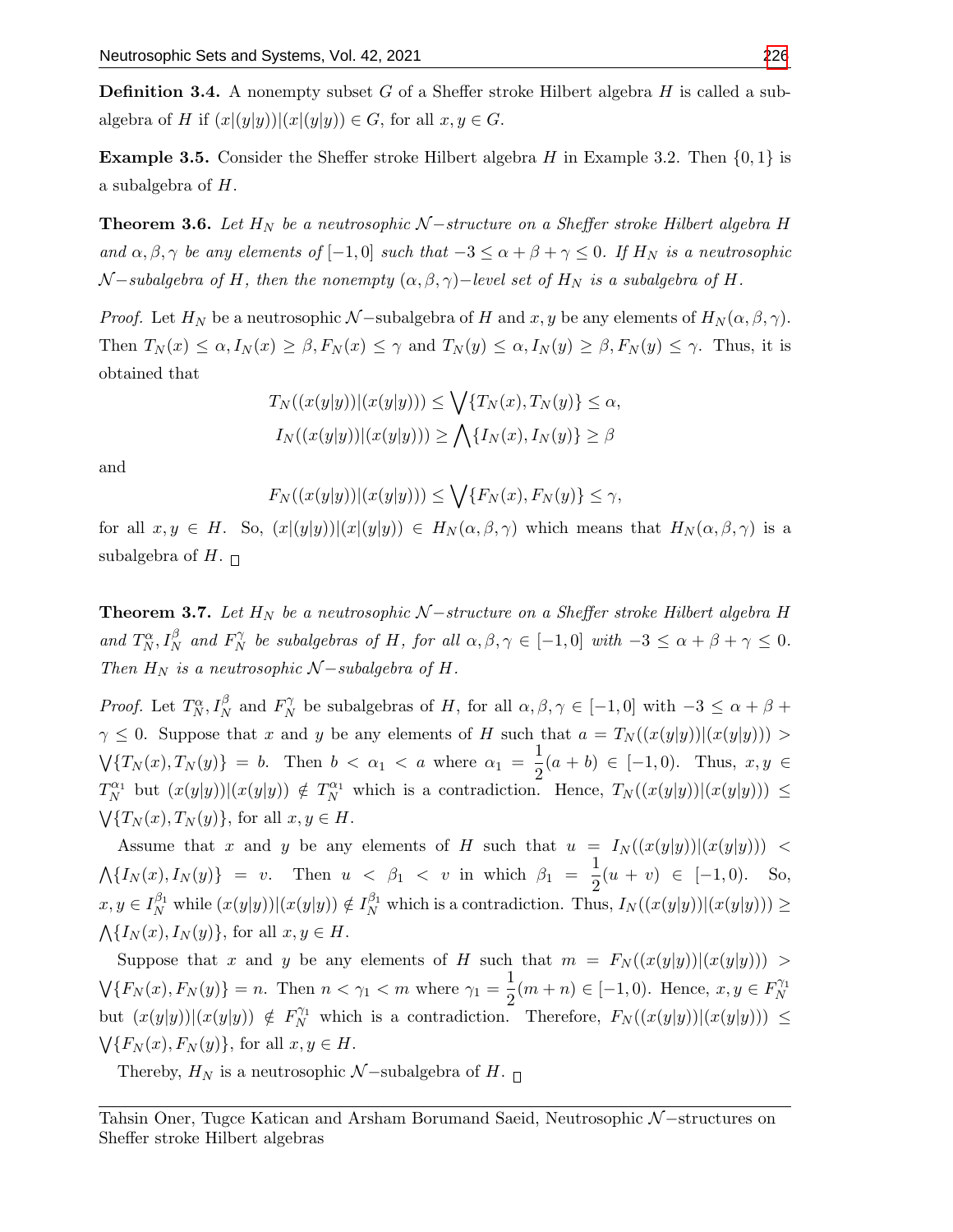**Definition 3.4.** A nonempty subset $G$ of a Sheffer stroke Hilbert algebra $H$ is called a subalgebra of $H$ if $(x|(y|y))|(x|(y|y)) \in G$, for all $x, y \in G$.

**Example 3.5.** Consider the Sheffer stroke Hilbert algebra $H$ in Example 3.2. Then $\{0, 1\}$ is a subalgebra of $H$.

**Theorem 3.6.** *Let $H_N$ be a neutrosophic $\mathcal{N}-$structure on a Sheffer stroke Hilbert algebra $H$ and $\alpha, \beta, \gamma$ be any elements of $[-1, 0]$ such that $-3 \leq \alpha + \beta + \gamma \leq 0$. If $H_N$ is a neutrosophic $\mathcal{N}-$subalgebra of $H$, then the nonempty $(\alpha, \beta, \gamma)-$level set of $H_N$ is a subalgebra of $H$.*

*Proof.* Let $H_N$ be a neutrosophic $\mathcal{N}-$subalgebra of $H$ and $x, y$ be any elements of $H_N(\alpha, \beta, \gamma)$. Then $T_N(x) \leq \alpha, I_N(x) \geq \beta, F_N(x) \leq \gamma$ and $T_N(y) \leq \alpha, I_N(y) \geq \beta, F_N(y) \leq \gamma$. Thus, it is obtained that

$$T_N((x(y|y))|(x(y|y))) \leq \bigvee\{T_N(x), T_N(y)\} \leq \alpha,$$
$$I_N((x(y|y))|(x(y|y))) \geq \bigwedge\{I_N(x), I_N(y)\} \geq \beta$$

and

$$F_N((x(y|y))|(x(y|y))) \leq \bigvee\{F_N(x), F_N(y)\} \leq \gamma,$$

for all $x, y \in H$. So, $(x|(y|y))|(x|(y|y)) \in H_N(\alpha, \beta, \gamma)$ which means that $H_N(\alpha, \beta, \gamma)$ is a subalgebra of $H$. $\square$

**Theorem 3.7.** *Let $H_N$ be a neutrosophic $\mathcal{N}-$structure on a Sheffer stroke Hilbert algebra $H$ and $T_N^\alpha, I_N^\beta$ and $F_N^\gamma$ be subalgebras of $H$, for all $\alpha, \beta, \gamma \in [-1, 0]$ with $-3 \leq \alpha + \beta + \gamma \leq 0$. Then $H_N$ is a neutrosophic $\mathcal{N}-$subalgebra of $H$.*

*Proof.* Let $T_N^\alpha, I_N^\beta$ and $F_N^\gamma$ be subalgebras of $H$, for all $\alpha, \beta, \gamma \in [-1, 0]$ with $-3 \leq \alpha + \beta + \gamma \leq 0$. Suppose that $x$ and $y$ be any elements of $H$ such that $a = T_N((x(y|y))|(x(y|y))) > \bigvee\{T_N(x), T_N(y)\} = b$. Then $b < \alpha_1 < a$ where $\alpha_1 = \dfrac{1}{2}(a + b) \in [-1, 0)$. Thus, $x, y \in T_N^{\alpha_1}$ but $(x(y|y))|(x(y|y)) \notin T_N^{\alpha_1}$ which is a contradiction. Hence, $T_N((x(y|y))|(x(y|y))) \leq \bigvee\{T_N(x), T_N(y)\}$, for all $x, y \in H$.

Assume that $x$ and $y$ be any elements of $H$ such that $u = I_N((x(y|y))|(x(y|y))) < \bigwedge\{I_N(x), I_N(y)\} = v$. Then $u < \beta_1 < v$ in which $\beta_1 = \dfrac{1}{2}(u + v) \in [-1, 0)$. So, $x, y \in I_N^{\beta_1}$ while $(x(y|y))|(x(y|y)) \notin I_N^{\beta_1}$ which is a contradiction. Thus, $I_N((x(y|y))|(x(y|y))) \geq \bigwedge\{I_N(x), I_N(y)\}$, for all $x, y \in H$.

Suppose that $x$ and $y$ be any elements of $H$ such that $m = F_N((x(y|y))|(x(y|y))) > \bigvee\{F_N(x), F_N(y)\} = n$. Then $n < \gamma_1 < m$ where $\gamma_1 = \dfrac{1}{2}(m + n) \in [-1, 0)$. Hence, $x, y \in F_N^{\gamma_1}$ but $(x(y|y))|(x(y|y)) \notin F_N^{\gamma_1}$ which is a contradiction. Therefore, $F_N((x(y|y))|(x(y|y))) \leq \bigvee\{F_N(x), F_N(y)\}$, for all $x, y \in H$.

Thereby, $H_N$ is a neutrosophic $\mathcal{N}-$subalgebra of $H$. $\square$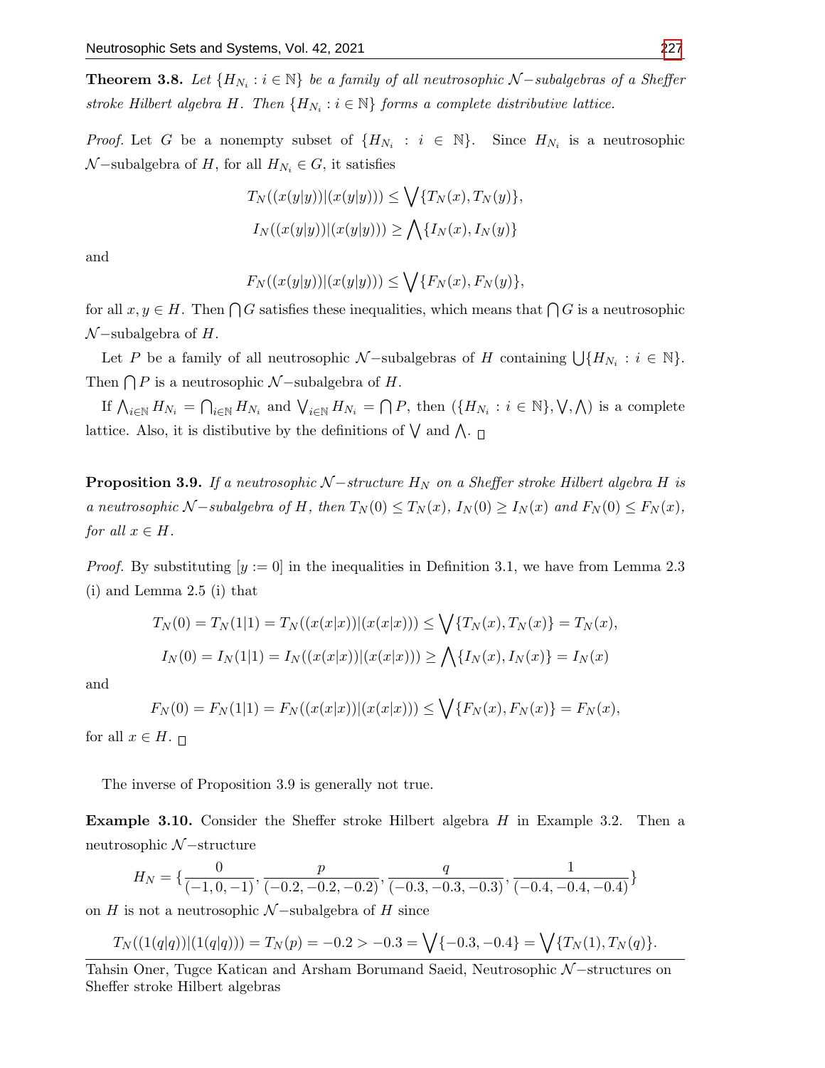**Theorem 3.8.** *Let $\{H_{N_i} : i \in \mathbb{N}\}$ be a family of all neutrosophic $\mathcal{N}-$subalgebras of a Sheffer stroke Hilbert algebra $H$. Then $\{H_{N_i} : i \in \mathbb{N}\}$ forms a complete distributive lattice.*

*Proof.* Let $G$ be a nonempty subset of $\{H_{N_i} : i \in \mathbb{N}\}$. Since $H_{N_i}$ is a neutrosophic $\mathcal{N}-$subalgebra of $H$, for all $H_{N_i} \in G$, it satisfies

$$T_N((x(y|y))|(x(y|y))) \leq \bigvee\{T_N(x), T_N(y)\},$$

$$I_N((x(y|y))|(x(y|y))) \geq \bigwedge\{I_N(x), I_N(y)\}$$

and

$$F_N((x(y|y))|(x(y|y))) \leq \bigvee\{F_N(x), F_N(y)\},$$

for all $x, y \in H$. Then $\bigcap G$ satisfies these inequalities, which means that $\bigcap G$ is a neutrosophic $\mathcal{N}-$subalgebra of $H$.

Let $P$ be a family of all neutrosophic $\mathcal{N}-$subalgebras of $H$ containing $\bigcup\{H_{N_i} : i \in \mathbb{N}\}$. Then $\bigcap P$ is a neutrosophic $\mathcal{N}-$subalgebra of $H$.

If $\bigwedge_{i\in\mathbb{N}} H_{N_i} = \bigcap_{i\in\mathbb{N}} H_{N_i}$ and $\bigvee_{i\in\mathbb{N}} H_{N_i} = \bigcap P$, then $(\{H_{N_i} : i \in \mathbb{N}\}, \bigvee, \bigwedge)$ is a complete lattice. Also, it is distibutive by the definitions of $\bigvee$ and $\bigwedge$. □

**Proposition 3.9.** *If a neutrosophic $\mathcal{N}-$structure $H_N$ on a Sheffer stroke Hilbert algebra $H$ is a neutrosophic $\mathcal{N}-$subalgebra of $H$, then $T_N(0) \leq T_N(x)$, $I_N(0) \geq I_N(x)$ and $F_N(0) \leq F_N(x)$, for all $x \in H$.*

*Proof.* By substituting $[y := 0]$ in the inequalities in Definition 3.1, we have from Lemma 2.3 (i) and Lemma 2.5 (i) that

$$T_N(0) = T_N(1|1) = T_N((x(x|x))|(x(x|x))) \leq \bigvee\{T_N(x), T_N(x)\} = T_N(x),$$

$$I_N(0) = I_N(1|1) = I_N((x(x|x))|(x(x|x))) \geq \bigwedge\{I_N(x), I_N(x)\} = I_N(x)$$

and

$$F_N(0) = F_N(1|1) = F_N((x(x|x))|(x(x|x))) \leq \bigvee\{F_N(x), F_N(x)\} = F_N(x),$$

for all $x \in H$. □

The inverse of Proposition 3.9 is generally not true.

**Example 3.10.** Consider the Sheffer stroke Hilbert algebra $H$ in Example 3.2. Then a neutrosophic $\mathcal{N}-$structure

$$H_N = \{\frac{0}{(-1, 0, -1)}, \frac{p}{(-0.2, -0.2, -0.2)}, \frac{q}{(-0.3, -0.3, -0.3)}, \frac{1}{(-0.4, -0.4, -0.4)}\}$$

on $H$ is not a neutrosophic $\mathcal{N}-$subalgebra of $H$ since

$$T_N((1(q|q))|(1(q|q))) = T_N(p) = -0.2 > -0.3 = \bigvee\{-0.3, -0.4\} = \bigvee\{T_N(1), T_N(q)\}.$$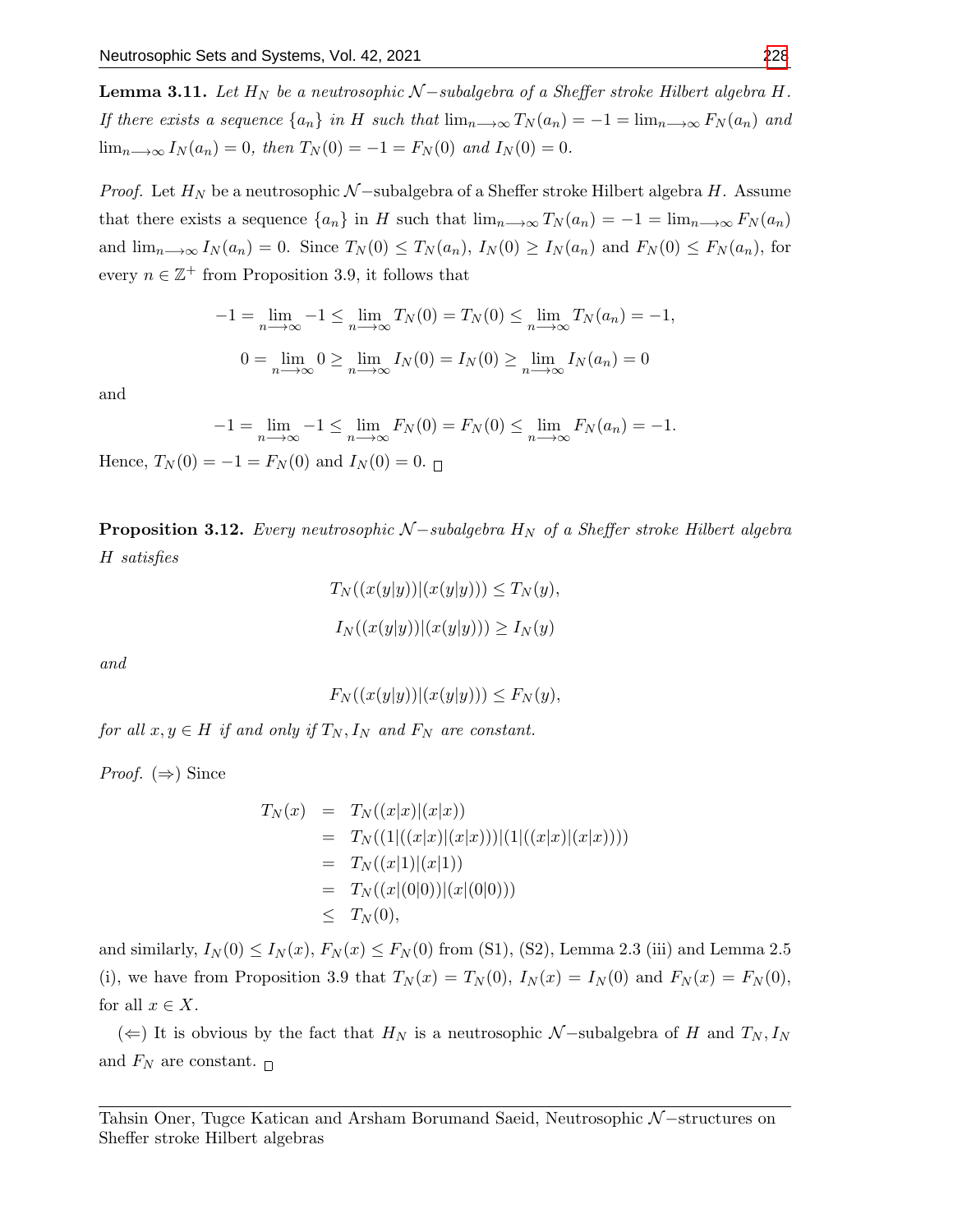**Lemma 3.11.** *Let $H_N$ be a neutrosophic $\mathcal{N}-$subalgebra of a Sheffer stroke Hilbert algebra $H$. If there exists a sequence $\{a_n\}$ in $H$ such that $\lim_{n\longrightarrow\infty} T_N(a_n) = -1 = \lim_{n\longrightarrow\infty} F_N(a_n)$ and $\lim_{n\longrightarrow\infty} I_N(a_n) = 0$, then $T_N(0) = -1 = F_N(0)$ and $I_N(0) = 0$.*

*Proof.* Let $H_N$ be a neutrosophic $\mathcal{N}-$subalgebra of a Sheffer stroke Hilbert algebra $H$. Assume that there exists a sequence $\{a_n\}$ in $H$ such that $\lim_{n\longrightarrow\infty} T_N(a_n) = -1 = \lim_{n\longrightarrow\infty} F_N(a_n)$ and $\lim_{n\longrightarrow\infty} I_N(a_n) = 0$. Since $T_N(0) \leq T_N(a_n)$, $I_N(0) \geq I_N(a_n)$ and $F_N(0) \leq F_N(a_n)$, for every $n \in \mathbb{Z}^+$ from Proposition 3.9, it follows that

$$-1 = \lim_{n\longrightarrow\infty} -1 \leq \lim_{n\longrightarrow\infty} T_N(0) = T_N(0) \leq \lim_{n\longrightarrow\infty} T_N(a_n) = -1,$$

$$0 = \lim_{n\longrightarrow\infty} 0 \geq \lim_{n\longrightarrow\infty} I_N(0) = I_N(0) \geq \lim_{n\longrightarrow\infty} I_N(a_n) = 0$$

and

$$-1 = \lim_{n\longrightarrow\infty} -1 \leq \lim_{n\longrightarrow\infty} F_N(0) = F_N(0) \leq \lim_{n\longrightarrow\infty} F_N(a_n) = -1.$$

Hence, $T_N(0) = -1 = F_N(0)$ and $I_N(0) = 0$. □

**Proposition 3.12.** *Every neutrosophic $\mathcal{N}-$subalgebra $H_N$ of a Sheffer stroke Hilbert algebra $H$ satisfies*

$$T_N((x(y|y))|(x(y|y))) \leq T_N(y),$$

$$I_N((x(y|y))|(x(y|y))) \geq I_N(y)$$

*and*

$$F_N((x(y|y))|(x(y|y))) \leq F_N(y),$$

*for all $x, y \in H$ if and only if $T_N, I_N$ and $F_N$ are constant.*

*Proof.* $(\Rightarrow)$ Since

$$\begin{aligned}
T_N(x) &= T_N((x|x)|(x|x)) \\
&= T_N((1|((x|x)|(x|x)))|(1|((x|x)|(x|x)))) \\
&= T_N((x|1)|(x|1)) \\
&= T_N((x|(0|0))|(x|(0|0))) \\
&\leq T_N(0),
\end{aligned}$$

and similarly, $I_N(0) \leq I_N(x)$, $F_N(x) \leq F_N(0)$ from (S1), (S2), Lemma 2.3 (iii) and Lemma 2.5 (i), we have from Proposition 3.9 that $T_N(x) = T_N(0)$, $I_N(x) = I_N(0)$ and $F_N(x) = F_N(0)$, for all $x \in X$.

$(\Leftarrow)$ It is obvious by the fact that $H_N$ is a neutrosophic $\mathcal{N}-$subalgebra of $H$ and $T_N, I_N$ and $F_N$ are constant. □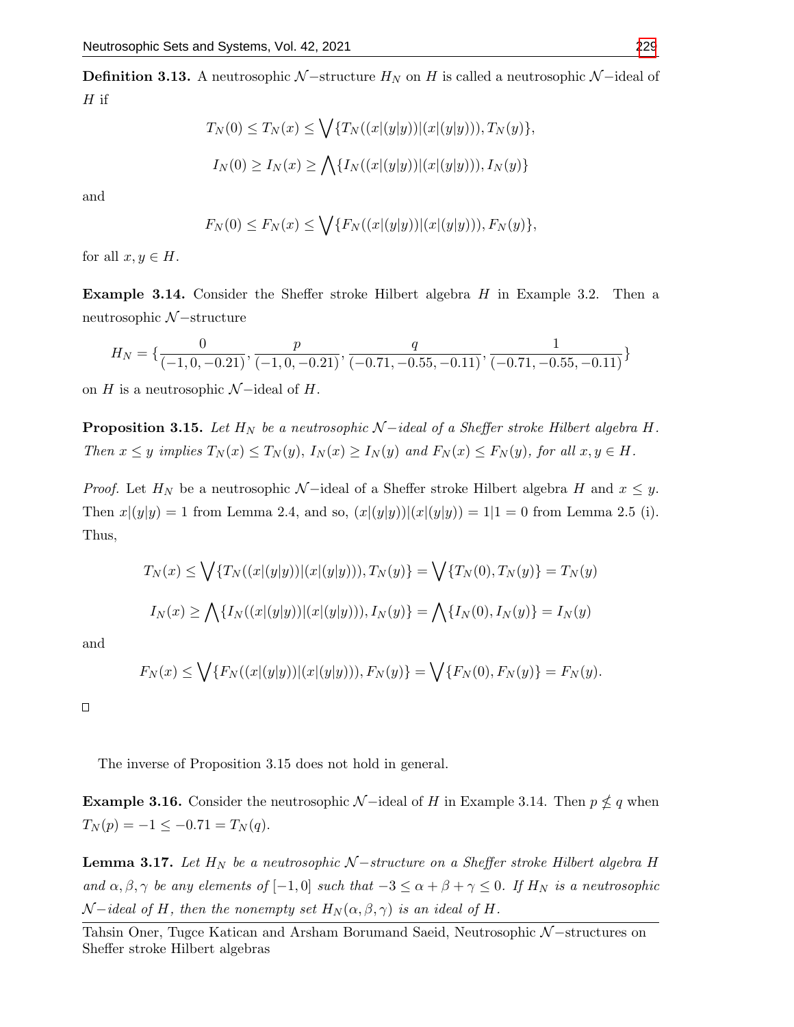**Definition 3.13.** A neutrosophic $\mathcal{N}-$structure $H_N$ on $H$ is called a neutrosophic $\mathcal{N}-$ideal of $H$ if

$$T_N(0) \leq T_N(x) \leq \bigvee\{T_N((x|(y|y))|(x|(y|y))), T_N(y)\},$$

$$I_N(0) \geq I_N(x) \geq \bigwedge\{I_N((x|(y|y))|(x|(y|y))), I_N(y)\}$$

and

$$F_N(0) \leq F_N(x) \leq \bigvee\{F_N((x|(y|y))|(x|(y|y))), F_N(y)\},$$

for all $x, y \in H$.

**Example 3.14.** Consider the Sheffer stroke Hilbert algebra $H$ in Example 3.2. Then a neutrosophic $\mathcal{N}-$structure

$$H_N = \{\frac{0}{(-1, 0, -0.21)}, \frac{p}{(-1, 0, -0.21)}, \frac{q}{(-0.71, -0.55, -0.11)}, \frac{1}{(-0.71, -0.55, -0.11)}\}$$

on $H$ is a neutrosophic $\mathcal{N}-$ideal of $H$.

**Proposition 3.15.** *Let $H_N$ be a neutrosophic $\mathcal{N}-$ideal of a Sheffer stroke Hilbert algebra $H$. Then $x \leq y$ implies $T_N(x) \leq T_N(y)$, $I_N(x) \geq I_N(y)$ and $F_N(x) \leq F_N(y)$, for all $x, y \in H$.*

*Proof.* Let $H_N$ be a neutrosophic $\mathcal{N}-$ideal of a Sheffer stroke Hilbert algebra $H$ and $x \leq y$. Then $x|(y|y) = 1$ from Lemma 2.4, and so, $(x|(y|y))|(x|(y|y)) = 1|1 = 0$ from Lemma 2.5 (i). Thus,

$$T_N(x) \leq \bigvee\{T_N((x|(y|y))|(x|(y|y))), T_N(y)\} = \bigvee\{T_N(0), T_N(y)\} = T_N(y)$$

$$I_N(x) \geq \bigwedge\{I_N((x|(y|y))|(x|(y|y))), I_N(y)\} = \bigwedge\{I_N(0), I_N(y)\} = I_N(y)$$

and

$$F_N(x) \leq \bigvee\{F_N((x|(y|y))|(x|(y|y))), F_N(y)\} = \bigvee\{F_N(0), F_N(y)\} = F_N(y).$$

□

The inverse of Proposition 3.15 does not hold in general.

**Example 3.16.** Consider the neutrosophic $\mathcal{N}-$ideal of $H$ in Example 3.14. Then $p \nleq q$ when $T_N(p) = -1 \leq -0.71 = T_N(q)$.

**Lemma 3.17.** *Let $H_N$ be a neutrosophic $\mathcal{N}-$structure on a Sheffer stroke Hilbert algebra $H$ and $\alpha, \beta, \gamma$ be any elements of $[-1, 0]$ such that $-3 \leq \alpha + \beta + \gamma \leq 0$. If $H_N$ is a neutrosophic $\mathcal{N}-$ideal of $H$, then the nonempty set $H_N(\alpha, \beta, \gamma)$ is an ideal of $H$.*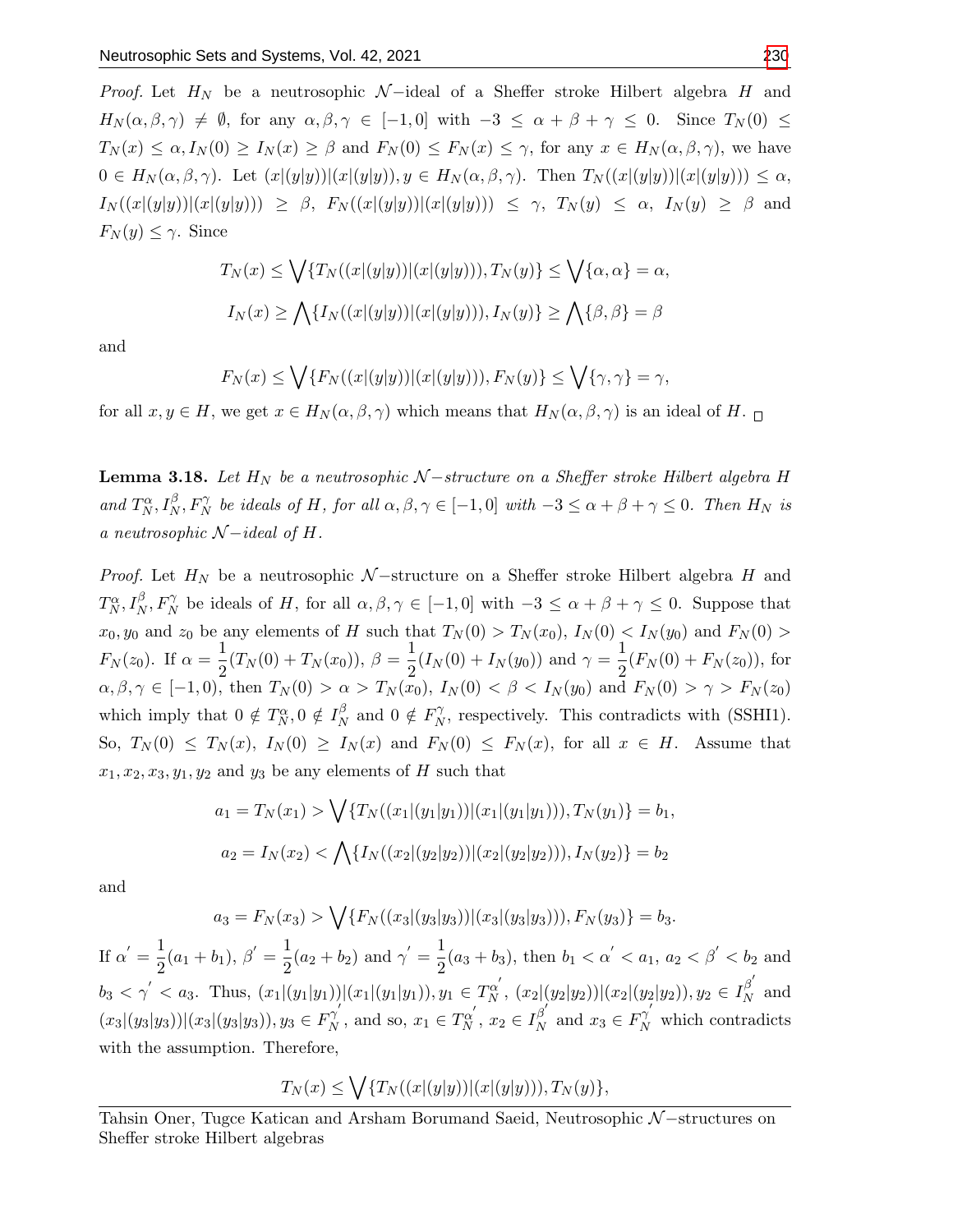*Proof.* Let $H_N$ be a neutrosophic $\mathcal{N}-$ideal of a Sheffer stroke Hilbert algebra $H$ and $H_N(\alpha, \beta, \gamma) \neq \emptyset$, for any $\alpha, \beta, \gamma \in [-1, 0]$ with $-3 \leq \alpha + \beta + \gamma \leq 0$. Since $T_N(0) \leq T_N(x) \leq \alpha, I_N(0) \geq I_N(x) \geq \beta$ and $F_N(0) \leq F_N(x) \leq \gamma$, for any $x \in H_N(\alpha, \beta, \gamma)$, we have $0 \in H_N(\alpha, \beta, \gamma)$. Let $(x|(y|y))|(x|(y|y)), y \in H_N(\alpha, \beta, \gamma)$. Then $T_N((x|(y|y))|(x|(y|y))) \leq \alpha$, $I_N((x|(y|y))|(x|(y|y))) \geq \beta$, $F_N((x|(y|y))|(x|(y|y))) \leq \gamma$, $T_N(y) \leq \alpha$, $I_N(y) \geq \beta$ and $F_N(y) \leq \gamma$. Since

$$T_N(x) \leq \bigvee\{T_N((x|(y|y))|(x|(y|y))), T_N(y)\} \leq \bigvee\{\alpha, \alpha\} = \alpha,$$

$$I_N(x) \geq \bigwedge\{I_N((x|(y|y))|(x|(y|y))), I_N(y)\} \geq \bigwedge\{\beta, \beta\} = \beta$$

and

$$F_N(x) \leq \bigvee\{F_N((x|(y|y))|(x|(y|y))), F_N(y)\} \leq \bigvee\{\gamma, \gamma\} = \gamma,$$

for all $x, y \in H$, we get $x \in H_N(\alpha, \beta, \gamma)$ which means that $H_N(\alpha, \beta, \gamma)$ is an ideal of $H$. □

**Lemma 3.18.** *Let $H_N$ be a neutrosophic $\mathcal{N}-$structure on a Sheffer stroke Hilbert algebra $H$ and $T_N^{\alpha}, I_N^{\beta}, F_N^{\gamma}$ be ideals of $H$, for all $\alpha, \beta, \gamma \in [-1, 0]$ with $-3 \leq \alpha + \beta + \gamma \leq 0$. Then $H_N$ is a neutrosophic $\mathcal{N}-$ideal of $H$.*

*Proof.* Let $H_N$ be a neutrosophic $\mathcal{N}-$structure on a Sheffer stroke Hilbert algebra $H$ and $T_N^{\alpha}, I_N^{\beta}, F_N^{\gamma}$ be ideals of $H$, for all $\alpha, \beta, \gamma \in [-1, 0]$ with $-3 \leq \alpha + \beta + \gamma \leq 0$. Suppose that $x_0, y_0$ and $z_0$ be any elements of $H$ such that $T_N(0) > T_N(x_0)$, $I_N(0) < I_N(y_0)$ and $F_N(0) > F_N(z_0)$. If $\alpha = \dfrac{1}{2}(T_N(0) + T_N(x_0))$, $\beta = \dfrac{1}{2}(I_N(0) + I_N(y_0))$ and $\gamma = \dfrac{1}{2}(F_N(0) + F_N(z_0))$, for $\alpha, \beta, \gamma \in [-1, 0)$, then $T_N(0) > \alpha > T_N(x_0)$, $I_N(0) < \beta < I_N(y_0)$ and $F_N(0) > \gamma > F_N(z_0)$ which imply that $0 \notin T_N^{\alpha}, 0 \notin I_N^{\beta}$ and $0 \notin F_N^{\gamma}$, respectively. This contradicts with (SSHI1). So, $T_N(0) \leq T_N(x)$, $I_N(0) \geq I_N(x)$ and $F_N(0) \leq F_N(x)$, for all $x \in H$. Assume that $x_1, x_2, x_3, y_1, y_2$ and $y_3$ be any elements of $H$ such that

$$a_1 = T_N(x_1) > \bigvee\{T_N((x_1|(y_1|y_1))|(x_1|(y_1|y_1))), T_N(y_1)\} = b_1,$$

$$a_2 = I_N(x_2) < \bigwedge\{I_N((x_2|(y_2|y_2))|(x_2|(y_2|y_2))), I_N(y_2)\} = b_2$$

and

$$a_3 = F_N(x_3) > \bigvee\{F_N((x_3|(y_3|y_3))|(x_3|(y_3|y_3))), F_N(y_3)\} = b_3.$$

If $\alpha' = \dfrac{1}{2}(a_1 + b_1)$, $\beta' = \dfrac{1}{2}(a_2 + b_2)$ and $\gamma' = \dfrac{1}{2}(a_3 + b_3)$, then $b_1 < \alpha' < a_1$, $a_2 < \beta' < b_2$ and $b_3 < \gamma' < a_3$. Thus, $(x_1|(y_1|y_1))|(x_1|(y_1|y_1)), y_1 \in T_N^{\alpha'}$, $(x_2|(y_2|y_2))|(x_2|(y_2|y_2)), y_2 \in I_N^{\beta'}$ and $(x_3|(y_3|y_3))|(x_3|(y_3|y_3)), y_3 \in F_N^{\gamma'}$, and so, $x_1 \in T_N^{\alpha'}$, $x_2 \in I_N^{\beta'}$ and $x_3 \in F_N^{\gamma'}$ which contradicts with the assumption. Therefore,

$$T_N(x) \leq \bigvee\{T_N((x|(y|y))|(x|(y|y))), T_N(y)\},$$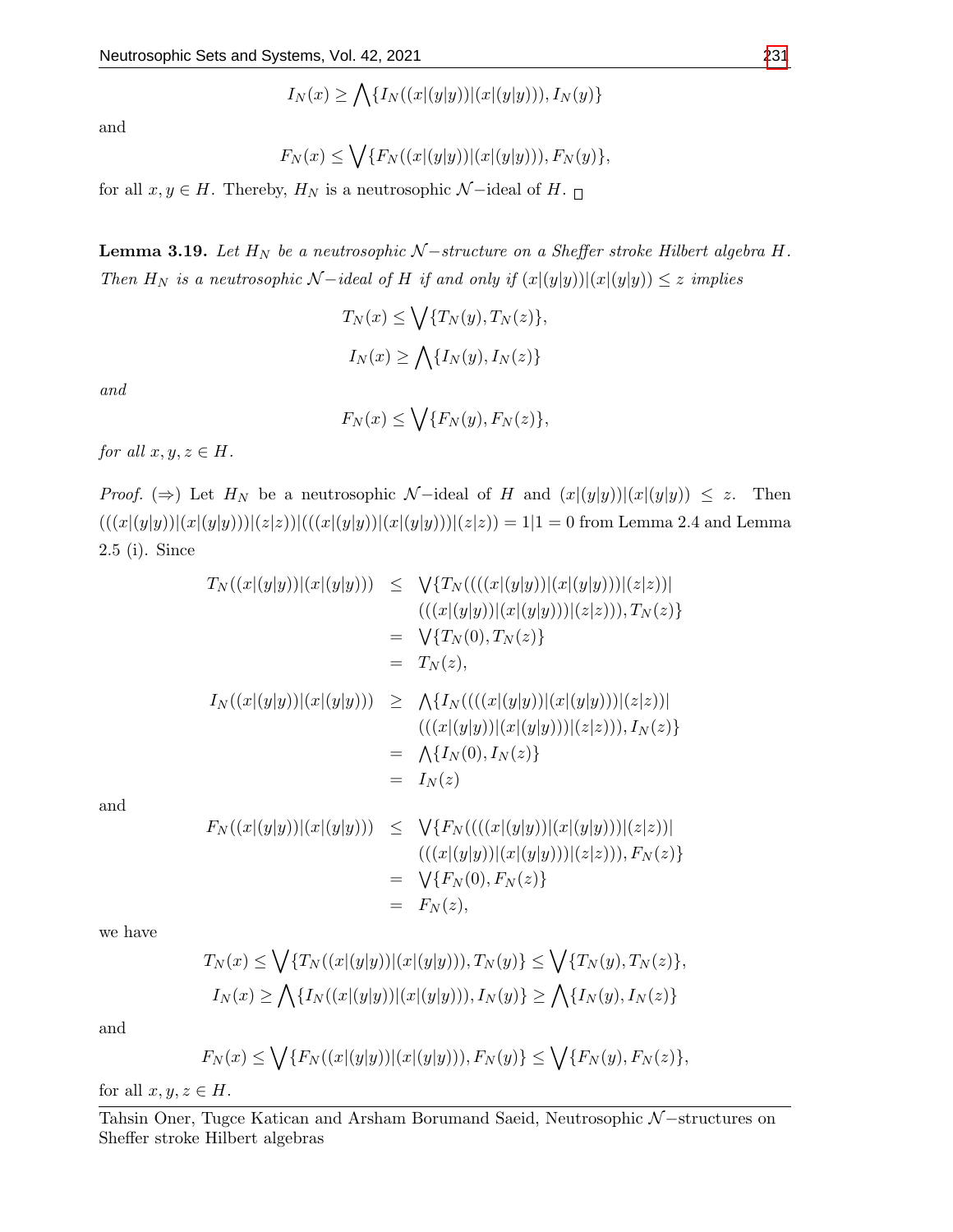$$I_N(x) \geq \bigwedge\{I_N((x|(y|y))|(x|(y|y))), I_N(y)\}$$

and

$$F_N(x) \leq \bigvee\{F_N((x|(y|y))|(x|(y|y))), F_N(y)\},$$

for all $x, y \in H$. Thereby, $H_N$ is a neutrosophic $\mathcal{N}-$ideal of $H$. □

**Lemma 3.19.** *Let $H_N$ be a neutrosophic $\mathcal{N}-$structure on a Sheffer stroke Hilbert algebra $H$. Then $H_N$ is a neutrosophic $\mathcal{N}-$ideal of $H$ if and only if $(x|(y|y))|(x|(y|y)) \leq z$ implies*

$$T_N(x) \leq \bigvee\{T_N(y), T_N(z)\},$$

$$I_N(x) \geq \bigwedge\{I_N(y), I_N(z)\}$$

*and*

$$F_N(x) \leq \bigvee\{F_N(y), F_N(z)\},$$

*for all $x, y, z \in H$.*

*Proof.* ($\Rightarrow$) Let $H_N$ be a neutrosophic $\mathcal{N}-$ideal of $H$ and $(x|(y|y))|(x|(y|y)) \leq z$. Then $(((x|(y|y))|(x|(y|y)))|(z|z))|(((x|(y|y))|(x|(y|y)))|(z|z)) = 1|1 = 0$ from Lemma 2.4 and Lemma 2.5 (i). Since

$$\begin{aligned}
T_N((x|(y|y))|(x|(y|y))) &\leq \bigvee\{T_N((((x|(y|y))|(x|(y|y)))|(z|z))| \\
&\quad (((x|(y|y))|(x|(y|y)))|(z|z))), T_N(z)\} \\
&= \bigvee\{T_N(0), T_N(z)\} \\
&= T_N(z),
\end{aligned}$$

$$\begin{aligned}
I_N((x|(y|y))|(x|(y|y))) &\geq \bigwedge\{I_N((((x|(y|y))|(x|(y|y)))|(z|z))| \\
&\quad (((x|(y|y))|(x|(y|y)))|(z|z))), I_N(z)\} \\
&= \bigwedge\{I_N(0), I_N(z)\} \\
&= I_N(z)
\end{aligned}$$

and

$$\begin{aligned}
F_N((x|(y|y))|(x|(y|y))) &\leq \bigvee\{F_N((((x|(y|y))|(x|(y|y)))|(z|z))| \\
&\quad (((x|(y|y))|(x|(y|y)))|(z|z))), F_N(z)\} \\
&= \bigvee\{F_N(0), F_N(z)\} \\
&= F_N(z),
\end{aligned}$$

we have

$$T_N(x) \leq \bigvee\{T_N((x|(y|y))|(x|(y|y))), T_N(y)\} \leq \bigvee\{T_N(y), T_N(z)\},$$

$$I_N(x) \geq \bigwedge\{I_N((x|(y|y))|(x|(y|y))), I_N(y)\} \geq \bigwedge\{I_N(y), I_N(z)\}$$

and

$$F_N(x) \leq \bigvee\{F_N((x|(y|y))|(x|(y|y))), F_N(y)\} \leq \bigvee\{F_N(y), F_N(z)\},$$

for all $x, y, z \in H$.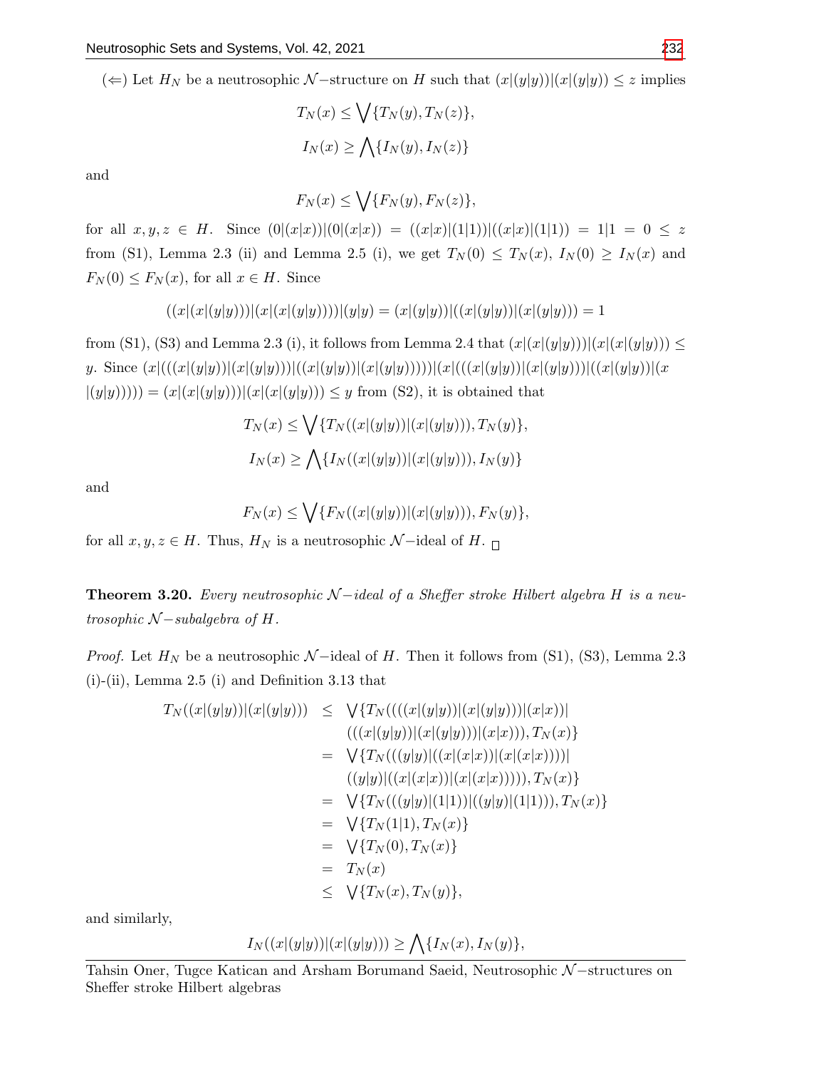($\Leftarrow$) Let $H_N$ be a neutrosophic $\mathcal{N}-$structure on $H$ such that $(x|(y|y))|(x|(y|y)) \leq z$ implies

$$T_N(x) \leq \bigvee\{T_N(y), T_N(z)\},$$

$$I_N(x) \geq \bigwedge\{I_N(y), I_N(z)\}$$

and

$$F_N(x) \leq \bigvee\{F_N(y), F_N(z)\},$$

for all $x, y, z \in H$. Since $(0|(x|x))|(0|(x|x)) = ((x|x)|(1|1))|((x|x)|(1|1)) = 1|1 = 0 \leq z$ from (S1), Lemma 2.3 (ii) and Lemma 2.5 (i), we get $T_N(0) \leq T_N(x)$, $I_N(0) \geq I_N(x)$ and $F_N(0) \leq F_N(x)$, for all $x \in H$. Since

$$((x|(x|(y|y)))|(x|(x|(y|y))))|(y|y) = (x|(y|y))|((x|(y|y))|(x|(y|y))) = 1$$

from (S1), (S3) and Lemma 2.3 (i), it follows from Lemma 2.4 that $(x|(x|(y|y)))|(x|(x|(y|y))) \leq y$. Since $(x|(((x|(y|y))|(x|(y|y)))|((x|(y|y))|(x|(y|y)))))|(x|(((x|(y|y))|(x|(y|y)))|((x|(y|y))|(x|(y|y))))) = (x|(x|(y|y)))|(x|(x|(y|y))) \leq y$ from (S2), it is obtained that

$$T_N(x) \leq \bigvee\{T_N((x|(y|y))|(x|(y|y))), T_N(y)\},$$

$$I_N(x) \geq \bigwedge\{I_N((x|(y|y))|(x|(y|y))), I_N(y)\}$$

and

$$F_N(x) \leq \bigvee\{F_N((x|(y|y))|(x|(y|y))), F_N(y)\},$$

for all $x, y, z \in H$. Thus, $H_N$ is a neutrosophic $\mathcal{N}-$ideal of $H$. $\square$

**Theorem 3.20.** *Every neutrosophic $\mathcal{N}-$ideal of a Sheffer stroke Hilbert algebra $H$ is a neutrosophic $\mathcal{N}-$subalgebra of $H$.*

*Proof.* Let $H_N$ be a neutrosophic $\mathcal{N}-$ideal of $H$. Then it follows from (S1), (S3), Lemma 2.3 (i)-(ii), Lemma 2.5 (i) and Definition 3.13 that

$$\begin{aligned}
T_N((x|(y|y))|(x|(y|y))) &\leq \bigvee\{T_N((((x|(y|y))|(x|(y|y)))|(x|x))| \\
&\qquad (((x|(y|y))|(x|(y|y)))|(x|x))), T_N(x)\} \\
&= \bigvee\{T_N(((y|y)|((x|(x|x))|(x|(x|x))))| \\
&\qquad ((y|y)|((x|(x|x))|(x|(x|x))))), T_N(x)\} \\
&= \bigvee\{T_N(((y|y)|(1|1))|((y|y)|(1|1))), T_N(x)\} \\
&= \bigvee\{T_N(1|1), T_N(x)\} \\
&= \bigvee\{T_N(0), T_N(x)\} \\
&= T_N(x) \\
&\leq \bigvee\{T_N(x), T_N(y)\},
\end{aligned}$$

and similarly,

$$I_N((x|(y|y))|(x|(y|y))) \geq \bigwedge\{I_N(x), I_N(y)\},$$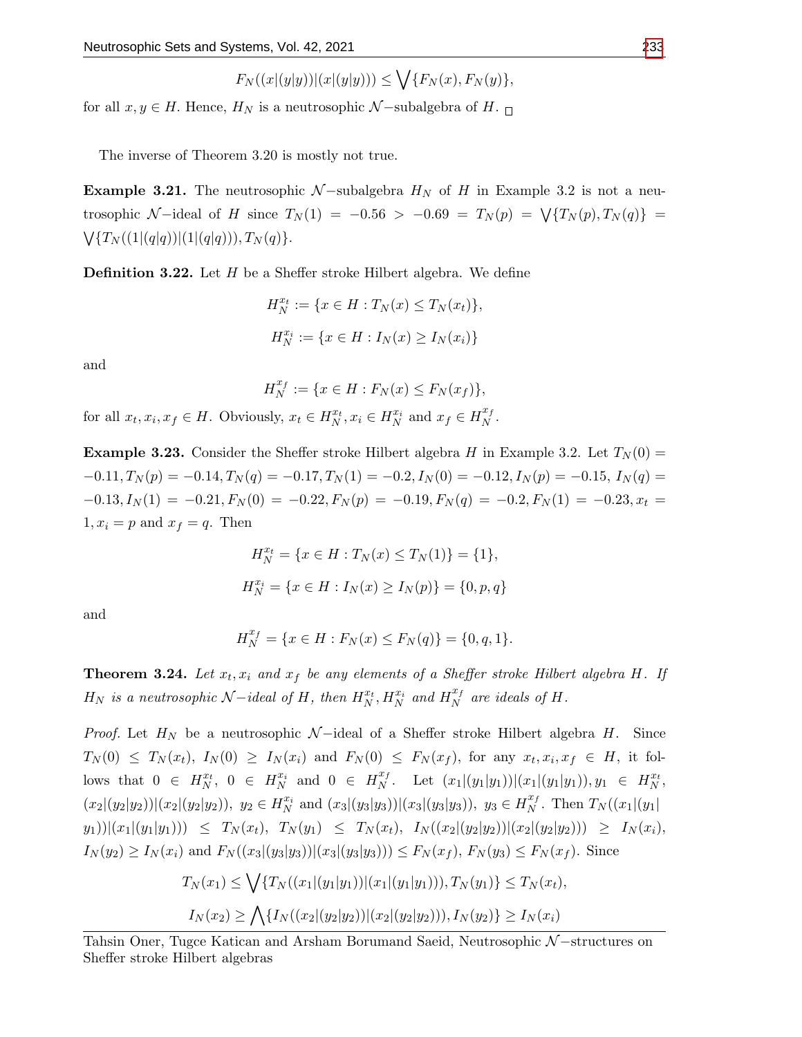$$F_N((x|(y|y))|(x|(y|y))) \leq \bigvee\{F_N(x), F_N(y)\},$$

for all $x, y \in H$. Hence, $H_N$ is a neutrosophic $\mathcal{N}-$subalgebra of $H$. □

The inverse of Theorem 3.20 is mostly not true.

**Example 3.21.** The neutrosophic $\mathcal{N}-$subalgebra $H_N$ of $H$ in Example 3.2 is not a neutrosophic $\mathcal{N}-$ideal of $H$ since $T_N(1) = -0.56 > -0.69 = T_N(p) = \bigvee\{T_N(p), T_N(q)\} = \bigvee\{T_N((1|(q|q))|(1|(q|q))), T_N(q)\}$.

**Definition 3.22.** Let $H$ be a Sheffer stroke Hilbert algebra. We define

$$H_N^{x_t} := \{x \in H : T_N(x) \leq T_N(x_t)\},$$

$$H_N^{x_i} := \{x \in H : I_N(x) \geq I_N(x_i)\}$$

and

$$H_N^{x_f} := \{x \in H : F_N(x) \leq F_N(x_f)\},$$

for all $x_t, x_i, x_f \in H$. Obviously, $x_t \in H_N^{x_t}, x_i \in H_N^{x_i}$ and $x_f \in H_N^{x_f}$.

**Example 3.23.** Consider the Sheffer stroke Hilbert algebra $H$ in Example 3.2. Let $T_N(0) = -0.11, T_N(p) = -0.14, T_N(q) = -0.17, T_N(1) = -0.2, I_N(0) = -0.12, I_N(p) = -0.15, I_N(q) = -0.13, I_N(1) = -0.21, F_N(0) = -0.22, F_N(p) = -0.19, F_N(q) = -0.2, F_N(1) = -0.23, x_t = 1, x_i = p$ and $x_f = q$. Then

$$H_N^{x_t} = \{x \in H : T_N(x) \leq T_N(1)\} = \{1\},$$

$$H_N^{x_i} = \{x \in H : I_N(x) \geq I_N(p)\} = \{0, p, q\}$$

and

$$H_N^{x_f} = \{x \in H : F_N(x) \leq F_N(q)\} = \{0, q, 1\}.$$

**Theorem 3.24.** *Let $x_t, x_i$ and $x_f$ be any elements of a Sheffer stroke Hilbert algebra $H$. If $H_N$ is a neutrosophic $\mathcal{N}-$ideal of $H$, then $H_N^{x_t}, H_N^{x_i}$ and $H_N^{x_f}$ are ideals of $H$.*

*Proof.* Let $H_N$ be a neutrosophic $\mathcal{N}-$ideal of a Sheffer stroke Hilbert algebra $H$. Since $T_N(0) \leq T_N(x_t)$, $I_N(0) \geq I_N(x_i)$ and $F_N(0) \leq F_N(x_f)$, for any $x_t, x_i, x_f \in H$, it follows that $0 \in H_N^{x_t}$, $0 \in H_N^{x_i}$ and $0 \in H_N^{x_f}$. Let $(x_1|(y_1|y_1))|(x_1|(y_1|y_1)), y_1 \in H_N^{x_t}$, $(x_2|(y_2|y_2))|(x_2|(y_2|y_2))$, $y_2 \in H_N^{x_i}$ and $(x_3|(y_3|y_3))|(x_3|(y_3|y_3))$, $y_3 \in H_N^{x_f}$. Then $T_N((x_1|(y_1|y_1))|(x_1|(y_1|y_1))) \leq T_N(x_t)$, $T_N(y_1) \leq T_N(x_t)$, $I_N((x_2|(y_2|y_2))|(x_2|(y_2|y_2))) \geq I_N(x_i)$, $I_N(y_2) \geq I_N(x_i)$ and $F_N((x_3|(y_3|y_3))|(x_3|(y_3|y_3))) \leq F_N(x_f)$, $F_N(y_3) \leq F_N(x_f)$. Since

$$T_N(x_1) \leq \bigvee\{T_N((x_1|(y_1|y_1))|(x_1|(y_1|y_1))), T_N(y_1)\} \leq T_N(x_t),$$

$$I_N(x_2) \geq \bigwedge\{I_N((x_2|(y_2|y_2))|(x_2|(y_2|y_2))), I_N(y_2)\} \geq I_N(x_i)$$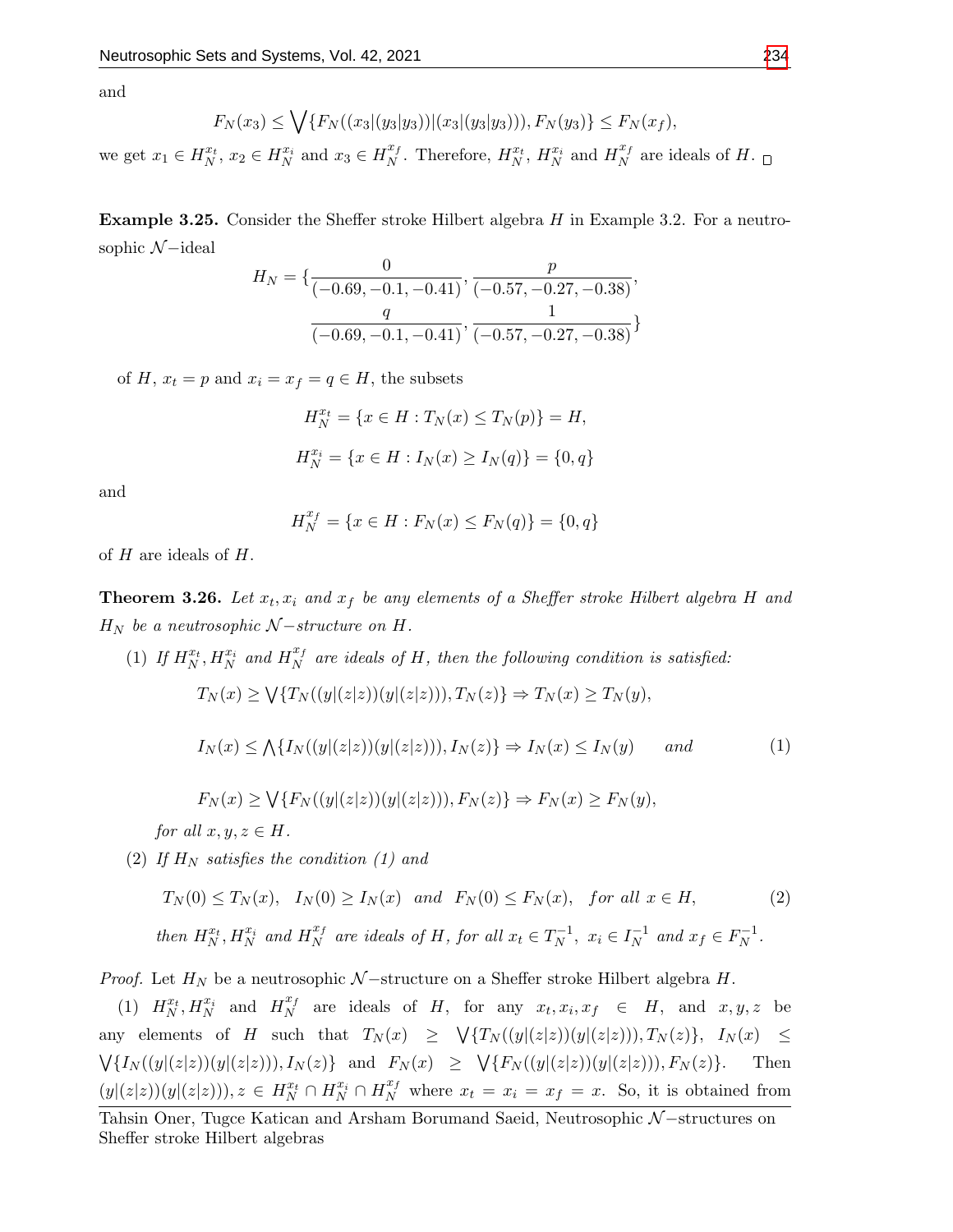and

$$F_N(x_3) \leq \bigvee\{F_N((x_3|(y_3|y_3))|(x_3|(y_3|y_3))), F_N(y_3)\} \leq F_N(x_f),$$

we get $x_1 \in H_N^{x_t}$, $x_2 \in H_N^{x_i}$ and $x_3 \in H_N^{x_f}$. Therefore, $H_N^{x_t}$, $H_N^{x_i}$ and $H_N^{x_f}$ are ideals of $H$. □

**Example 3.25.** Consider the Sheffer stroke Hilbert algebra $H$ in Example 3.2. For a neutrosophic $\mathcal{N}-$ideal

$$H_N = \{\frac{0}{(-0.69, -0.1, -0.41)}, \frac{p}{(-0.57, -0.27, -0.38)}, \frac{q}{(-0.69, -0.1, -0.41)}, \frac{1}{(-0.57, -0.27, -0.38)}\}$$

of $H$, $x_t = p$ and $x_i = x_f = q \in H$, the subsets

$$H_N^{x_t} = \{x \in H : T_N(x) \leq T_N(p)\} = H,$$

$$H_N^{x_i} = \{x \in H : I_N(x) \geq I_N(q)\} = \{0, q\}$$

and

$$H_N^{x_f} = \{x \in H : F_N(x) \leq F_N(q)\} = \{0, q\}$$

of $H$ are ideals of $H$.

**Theorem 3.26.** *Let $x_t, x_i$ and $x_f$ be any elements of a Sheffer stroke Hilbert algebra $H$ and $H_N$ be a neutrosophic $\mathcal{N}-$structure on $H$.*

1. *If $H_N^{x_t}, H_N^{x_i}$ and $H_N^{x_f}$ are ideals of $H$, then the following condition is satisfied:*

$$T_N(x) \geq \bigvee\{T_N((y|(z|z))(y|(z|z))), T_N(z)\} \Rightarrow T_N(x) \geq T_N(y),$$

$$I_N(x) \leq \bigwedge\{I_N((y|(z|z))(y|(z|z))), I_N(z)\} \Rightarrow I_N(x) \leq I_N(y) \quad \text{and} \tag{1}$$

$$F_N(x) \geq \bigvee\{F_N((y|(z|z))(y|(z|z))), F_N(z)\} \Rightarrow F_N(x) \geq F_N(y),$$

   *for all $x, y, z \in H$.*

2. *If $H_N$ satisfies the condition (1) and*

$$T_N(0) \leq T_N(x), \quad I_N(0) \geq I_N(x) \quad \text{and} \quad F_N(0) \leq F_N(x), \quad \text{for all } x \in H, \tag{2}$$

   *then $H_N^{x_t}, H_N^{x_i}$ and $H_N^{x_f}$ are ideals of $H$, for all $x_t \in T_N^{-1}$, $x_i \in I_N^{-1}$ and $x_f \in F_N^{-1}$.*

*Proof.* Let $H_N$ be a neutrosophic $\mathcal{N}-$structure on a Sheffer stroke Hilbert algebra $H$.

(1) $H_N^{x_t}, H_N^{x_i}$ and $H_N^{x_f}$ are ideals of $H$, for any $x_t, x_i, x_f \in H$, and $x, y, z$ be any elements of $H$ such that $T_N(x) \geq \bigvee\{T_N((y|(z|z))(y|(z|z))), T_N(z)\}$, $I_N(x) \leq \bigvee\{I_N((y|(z|z))(y|(z|z))), I_N(z)\}$ and $F_N(x) \geq \bigvee\{F_N((y|(z|z))(y|(z|z))), F_N(z)\}$. Then $(y|(z|z))(y|(z|z))), z \in H_N^{x_t} \cap H_N^{x_i} \cap H_N^{x_f}$ where $x_t = x_i = x_f = x$. So, it is obtained from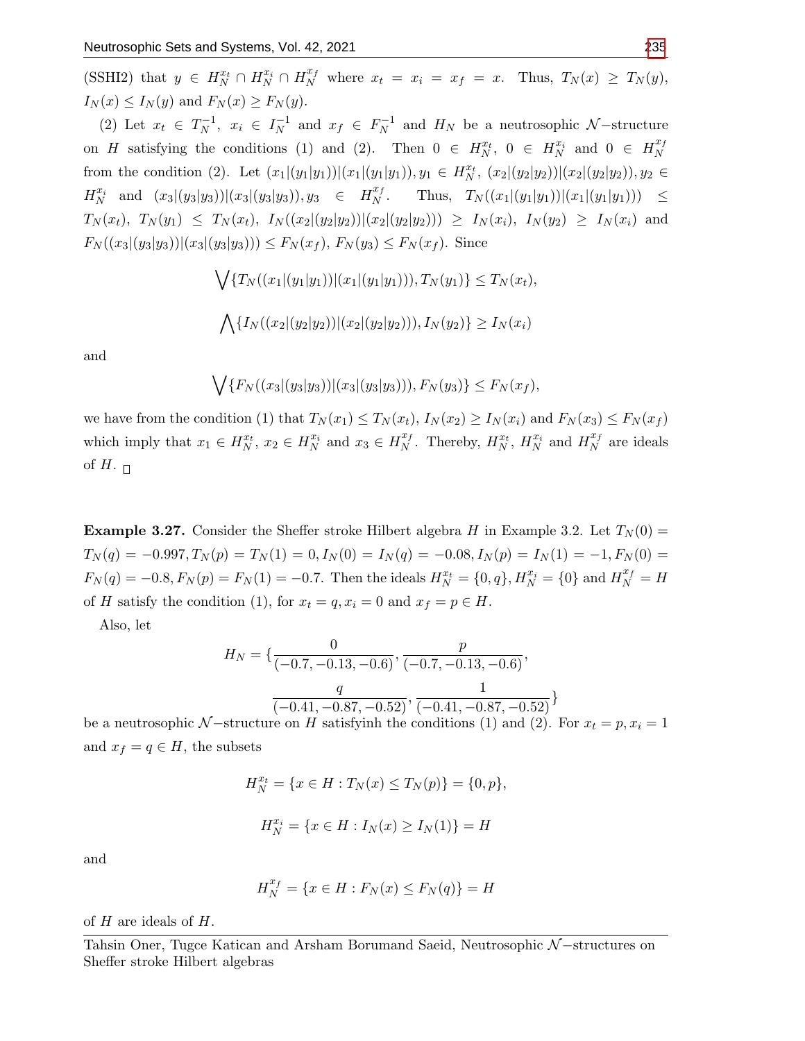(SSHI2) that $y \in H_N^{x_t} \cap H_N^{x_i} \cap H_N^{x_f}$ where $x_t = x_i = x_f = x$. Thus, $T_N(x) \geq T_N(y)$, $I_N(x) \leq I_N(y)$ and $F_N(x) \geq F_N(y)$.

(2) Let $x_t \in T_N^{-1}$, $x_i \in I_N^{-1}$ and $x_f \in F_N^{-1}$ and $H_N$ be a neutrosophic $\mathcal{N}-$structure on $H$ satisfying the conditions (1) and (2). Then $0 \in H_N^{x_t}$, $0 \in H_N^{x_i}$ and $0 \in H_N^{x_f}$ from the condition (2). Let $(x_1|(y_1|y_1))|(x_1|(y_1|y_1)), y_1 \in H_N^{x_t}$, $(x_2|(y_2|y_2))|(x_2|(y_2|y_2)), y_2 \in H_N^{x_i}$ and $(x_3|(y_3|y_3))|(x_3|(y_3|y_3)), y_3 \in H_N^{x_f}$. Thus, $T_N((x_1|(y_1|y_1))|(x_1|(y_1|y_1))) \leq T_N(x_t)$, $T_N(y_1) \leq T_N(x_t)$, $I_N((x_2|(y_2|y_2))|(x_2|(y_2|y_2))) \geq I_N(x_i)$, $I_N(y_2) \geq I_N(x_i)$ and $F_N((x_3|(y_3|y_3))|(x_3|(y_3|y_3))) \leq F_N(x_f)$, $F_N(y_3) \leq F_N(x_f)$. Since

$$\bigvee\{T_N((x_1|(y_1|y_1))|(x_1|(y_1|y_1))), T_N(y_1)\} \leq T_N(x_t),$$

$$\bigwedge\{I_N((x_2|(y_2|y_2))|(x_2|(y_2|y_2))), I_N(y_2)\} \geq I_N(x_i)$$

and

$$\bigvee\{F_N((x_3|(y_3|y_3))|(x_3|(y_3|y_3))), F_N(y_3)\} \leq F_N(x_f),$$

we have from the condition (1) that $T_N(x_1) \leq T_N(x_t)$, $I_N(x_2) \geq I_N(x_i)$ and $F_N(x_3) \leq F_N(x_f)$ which imply that $x_1 \in H_N^{x_t}$, $x_2 \in H_N^{x_i}$ and $x_3 \in H_N^{x_f}$. Thereby, $H_N^{x_t}$, $H_N^{x_i}$ and $H_N^{x_f}$ are ideals of $H$. □

**Example 3.27.** Consider the Sheffer stroke Hilbert algebra $H$ in Example 3.2. Let $T_N(0) = T_N(q) = -0.997, T_N(p) = T_N(1) = 0, I_N(0) = I_N(q) = -0.08, I_N(p) = I_N(1) = -1, F_N(0) = F_N(q) = -0.8, F_N(p) = F_N(1) = -0.7$. Then the ideals $H_N^{x_t} = \{0, q\}, H_N^{x_i} = \{0\}$ and $H_N^{x_f} = H$ of $H$ satisfy the condition (1), for $x_t = q, x_i = 0$ and $x_f = p \in H$.

Also, let

$$H_N = \{\frac{0}{(-0.7, -0.13, -0.6)}, \frac{p}{(-0.7, -0.13, -0.6)}, \frac{q}{(-0.41, -0.87, -0.52)}, \frac{1}{(-0.41, -0.87, -0.52)}\}$$

be a neutrosophic $\mathcal{N}-$structure on $H$ satisfyinh the conditions (1) and (2). For $x_t = p, x_i = 1$ and $x_f = q \in H$, the subsets

$$H_N^{x_t} = \{x \in H : T_N(x) \leq T_N(p)\} = \{0, p\},$$

$$H_N^{x_i} = \{x \in H : I_N(x) \geq I_N(1)\} = H$$

and

$$H_N^{x_f} = \{x \in H : F_N(x) \leq F_N(q)\} = H$$

of $H$ are ideals of $H$.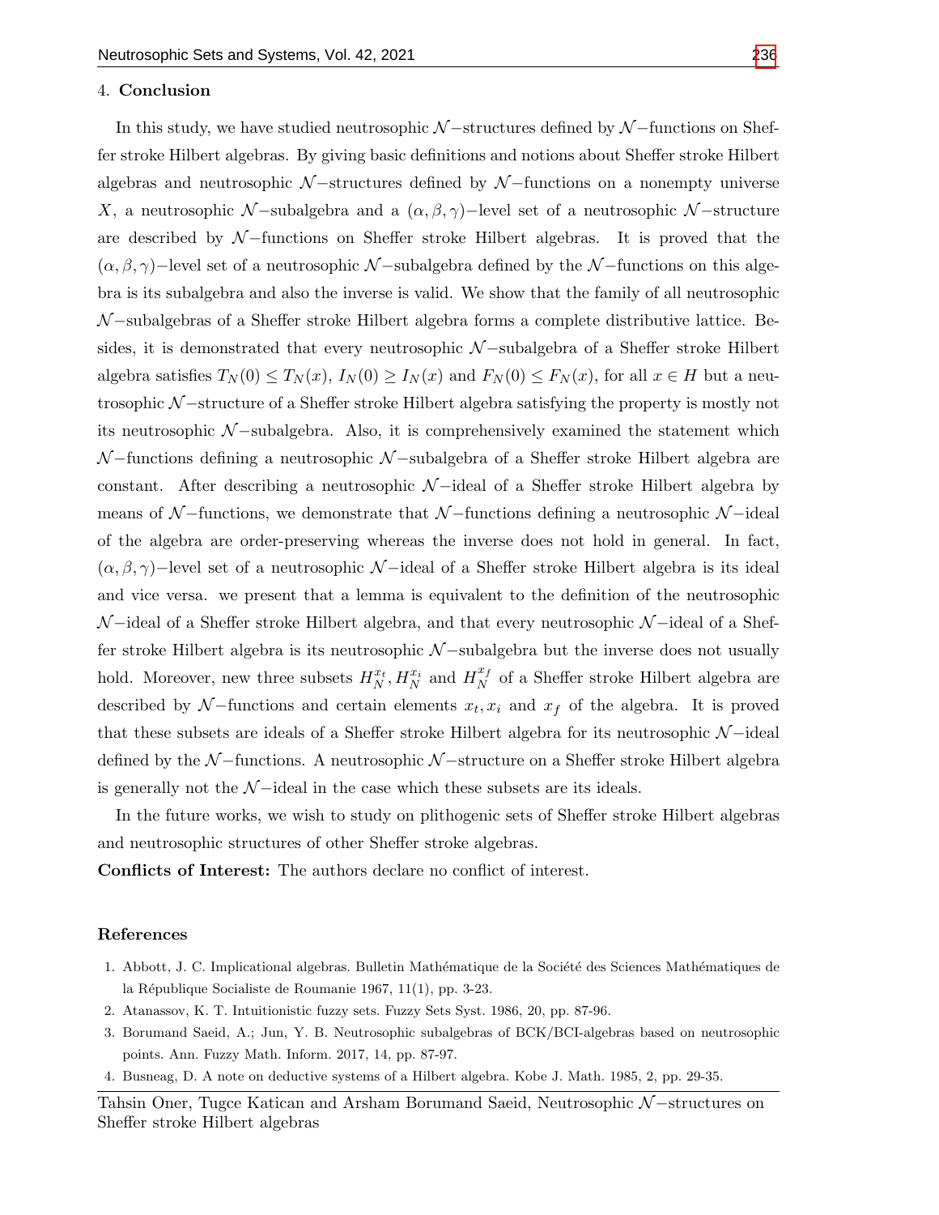## 4. Conclusion

In this study, we have studied neutrosophic $\mathcal{N}-$structures defined by $\mathcal{N}-$functions on Sheffer stroke Hilbert algebras. By giving basic definitions and notions about Sheffer stroke Hilbert algebras and neutrosophic $\mathcal{N}-$structures defined by $\mathcal{N}-$functions on a nonempty universe $X$, a neutrosophic $\mathcal{N}-$subalgebra and a $(\alpha,\beta,\gamma)-$level set of a neutrosophic $\mathcal{N}-$structure are described by $\mathcal{N}-$functions on Sheffer stroke Hilbert algebras. It is proved that the $(\alpha,\beta,\gamma)-$level set of a neutrosophic $\mathcal{N}-$subalgebra defined by the $\mathcal{N}-$functions on this algebra is its subalgebra and also the inverse is valid. We show that the family of all neutrosophic $\mathcal{N}-$subalgebras of a Sheffer stroke Hilbert algebra forms a complete distributive lattice. Besides, it is demonstrated that every neutrosophic $\mathcal{N}-$subalgebra of a Sheffer stroke Hilbert algebra satisfies $T_N(0) \leq T_N(x)$, $I_N(0) \geq I_N(x)$ and $F_N(0) \leq F_N(x)$, for all $x \in H$ but a neutrosophic $\mathcal{N}-$structure of a Sheffer stroke Hilbert algebra satisfying the property is mostly not its neutrosophic $\mathcal{N}-$subalgebra. Also, it is comprehensively examined the statement which $\mathcal{N}-$functions defining a neutrosophic $\mathcal{N}-$subalgebra of a Sheffer stroke Hilbert algebra are constant. After describing a neutrosophic $\mathcal{N}-$ideal of a Sheffer stroke Hilbert algebra by means of $\mathcal{N}-$functions, we demonstrate that $\mathcal{N}-$functions defining a neutrosophic $\mathcal{N}-$ideal of the algebra are order-preserving whereas the inverse does not hold in general. In fact, $(\alpha,\beta,\gamma)-$level set of a neutrosophic $\mathcal{N}-$ideal of a Sheffer stroke Hilbert algebra is its ideal and vice versa. we present that a lemma is equivalent to the definition of the neutrosophic $\mathcal{N}-$ideal of a Sheffer stroke Hilbert algebra, and that every neutrosophic $\mathcal{N}-$ideal of a Sheffer stroke Hilbert algebra is its neutrosophic $\mathcal{N}-$subalgebra but the inverse does not usually hold. Moreover, new three subsets $H_N^{x_t}, H_N^{x_i}$ and $H_N^{x_f}$ of a Sheffer stroke Hilbert algebra are described by $\mathcal{N}-$functions and certain elements $x_t, x_i$ and $x_f$ of the algebra. It is proved that these subsets are ideals of a Sheffer stroke Hilbert algebra for its neutrosophic $\mathcal{N}-$ideal defined by the $\mathcal{N}-$functions. A neutrosophic $\mathcal{N}-$structure on a Sheffer stroke Hilbert algebra is generally not the $\mathcal{N}-$ideal in the case which these subsets are its ideals.

In the future works, we wish to study on plithogenic sets of Sheffer stroke Hilbert algebras and neutrosophic structures of other Sheffer stroke algebras.

**Conflicts of Interest:** The authors declare no conflict of interest.

## References

1. Abbott, J. C. Implicational algebras. Bulletin Mathématique de la Société des Sciences Mathématiques de la République Socialiste de Roumanie 1967, 11(1), pp. 3-23.
2. Atanassov, K. T. Intuitionistic fuzzy sets. Fuzzy Sets Syst. 1986, 20, pp. 87-96.
3. Borumand Saeid, A.; Jun, Y. B. Neutrosophic subalgebras of BCK/BCI-algebras based on neutrosophic points. Ann. Fuzzy Math. Inform. 2017, 14, pp. 87-97.
4. Busneag, D. A note on deductive systems of a Hilbert algebra. Kobe J. Math. 1985, 2, pp. 29-35.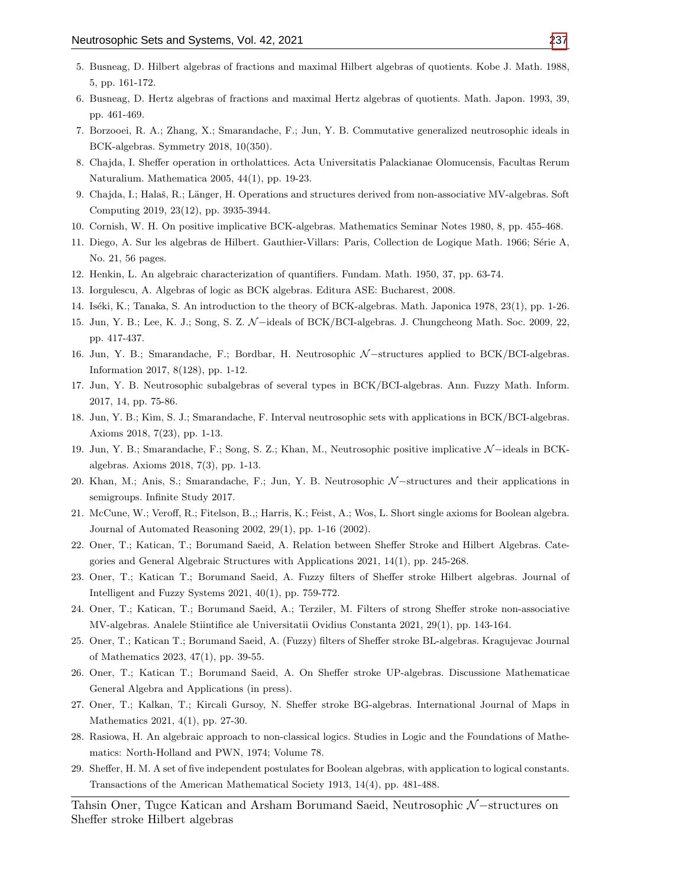5. Busneag, D. Hilbert algebras of fractions and maximal Hilbert algebras of quotients. Kobe J. Math. 1988, 5, pp. 161-172.
6. Busneag, D. Hertz algebras of fractions and maximal Hertz algebras of quotients. Math. Japon. 1993, 39, pp. 461-469.
7. Borzooei, R. A.; Zhang, X.; Smarandache, F.; Jun, Y. B. Commutative generalized neutrosophic ideals in BCK-algebras. Symmetry 2018, 10(350).
8. Chajda, I. Sheffer operation in ortholattices. Acta Universitatis Palackianae Olomucensis, Facultas Rerum Naturalium. Mathematica 2005, 44(1), pp. 19-23.
9. Chajda, I.; Halaš, R.; Länger, H. Operations and structures derived from non-associative MV-algebras. Soft Computing 2019, 23(12), pp. 3935-3944.
10. Cornish, W. H. On positive implicative BCK-algebras. Mathematics Seminar Notes 1980, 8, pp. 455-468.
11. Diego, A. Sur les algebras de Hilbert. Gauthier-Villars: Paris, Collection de Logique Math. 1966; Série A, No. 21, 56 pages.
12. Henkin, L. An algebraic characterization of quantifiers. Fundam. Math. 1950, 37, pp. 63-74.
13. Iorgulescu, A. Algebras of logic as BCK algebras. Editura ASE: Bucharest, 2008.
14. Iséki, K.; Tanaka, S. An introduction to the theory of BCK-algebras. Math. Japonica 1978, 23(1), pp. 1-26.
15. Jun, Y. B.; Lee, K. J.; Song, S. Z. $\mathcal{N}-$ideals of BCK/BCI-algebras. J. Chungcheong Math. Soc. 2009, 22, pp. 417-437.
16. Jun, Y. B.; Smarandache, F.; Bordbar, H. Neutrosophic $\mathcal{N}-$structures applied to BCK/BCI-algebras. Information 2017, 8(128), pp. 1-12.
17. Jun, Y. B. Neutrosophic subalgebras of several types in BCK/BCI-algebras. Ann. Fuzzy Math. Inform. 2017, 14, pp. 75-86.
18. Jun, Y. B.; Kim, S. J.; Smarandache, F. Interval neutrosophic sets with applications in BCK/BCI-algebras. Axioms 2018, 7(23), pp. 1-13.
19. Jun, Y. B.; Smarandache, F.; Song, S. Z.; Khan, M., Neutrosophic positive implicative $\mathcal{N}-$ideals in BCK-algebras. Axioms 2018, 7(3), pp. 1-13.
20. Khan, M.; Anis, S.; Smarandache, F.; Jun, Y. B. Neutrosophic $\mathcal{N}-$structures and their applications in semigroups. Infinite Study 2017.
21. McCune, W.; Veroff, R.; Fitelson, B.,; Harris, K.; Feist, A.; Wos, L. Short single axioms for Boolean algebra. Journal of Automated Reasoning 2002, 29(1), pp. 1-16 (2002).
22. Oner, T.; Katican, T.; Borumand Saeid, A. Relation between Sheffer Stroke and Hilbert Algebras. Categories and General Algebraic Structures with Applications 2021, 14(1), pp. 245-268.
23. Oner, T.; Katican T.; Borumand Saeid, A. Fuzzy filters of Sheffer stroke Hilbert algebras. Journal of Intelligent and Fuzzy Systems 2021, 40(1), pp. 759-772.
24. Oner, T.; Katican, T.; Borumand Saeid, A.; Terziler, M. Filters of strong Sheffer stroke non-associative MV-algebras. Analele Stiintifice ale Universitatii Ovidius Constanta 2021, 29(1), pp. 143-164.
25. Oner, T.; Katican T.; Borumand Saeid, A. (Fuzzy) filters of Sheffer stroke BL-algebras. Kragujevac Journal of Mathematics 2023, 47(1), pp. 39-55.
26. Oner, T.; Katican T.; Borumand Saeid, A. On Sheffer stroke UP-algebras. Discussione Mathematicae General Algebra and Applications (in press).
27. Oner, T.; Kalkan, T.; Kircali Gursoy, N. Sheffer stroke BG-algebras. International Journal of Maps in Mathematics 2021, 4(1), pp. 27-30.
28. Rasiowa, H. An algebraic approach to non-classical logics. Studies in Logic and the Foundations of Mathematics: North-Holland and PWN, 1974; Volume 78.
29. Sheffer, H. M. A set of five independent postulates for Boolean algebras, with application to logical constants. Transactions of the American Mathematical Society 1913, 14(4), pp. 481-488.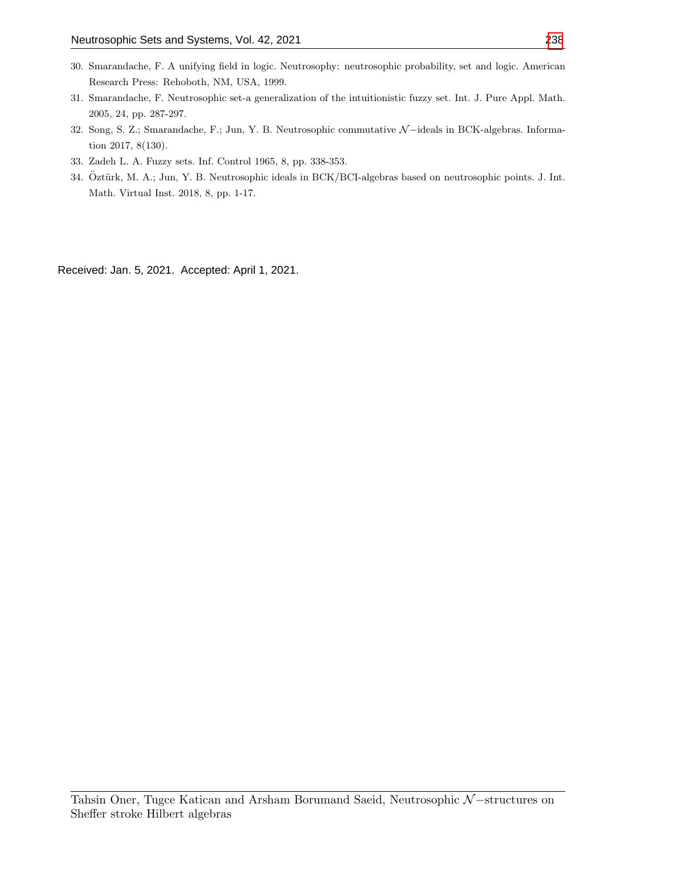30. Smarandache, F. A unifying field in logic. Neutrosophy: neutrosophic probability, set and logic. American Research Press: Rehoboth, NM, USA, 1999.
31. Smarandache, F. Neutrosophic set-a generalization of the intuitionistic fuzzy set. Int. J. Pure Appl. Math. 2005, 24, pp. 287-297.
32. Song, S. Z.; Smarandache, F.; Jun, Y. B. Neutrosophic commutative $\mathcal{N}-$ideals in BCK-algebras. Information 2017, 8(130).
33. Zadeh L. A. Fuzzy sets. Inf. Control 1965, 8, pp. 338-353.
34. Öztürk, M. A.; Jun, Y. B. Neutrosophic ideals in BCK/BCI-algebras based on neutrosophic points. J. Int. Math. Virtual Inst. 2018, 8, pp. 1-17.

Received: Jan. 5, 2021. Accepted: April 1, 2021.